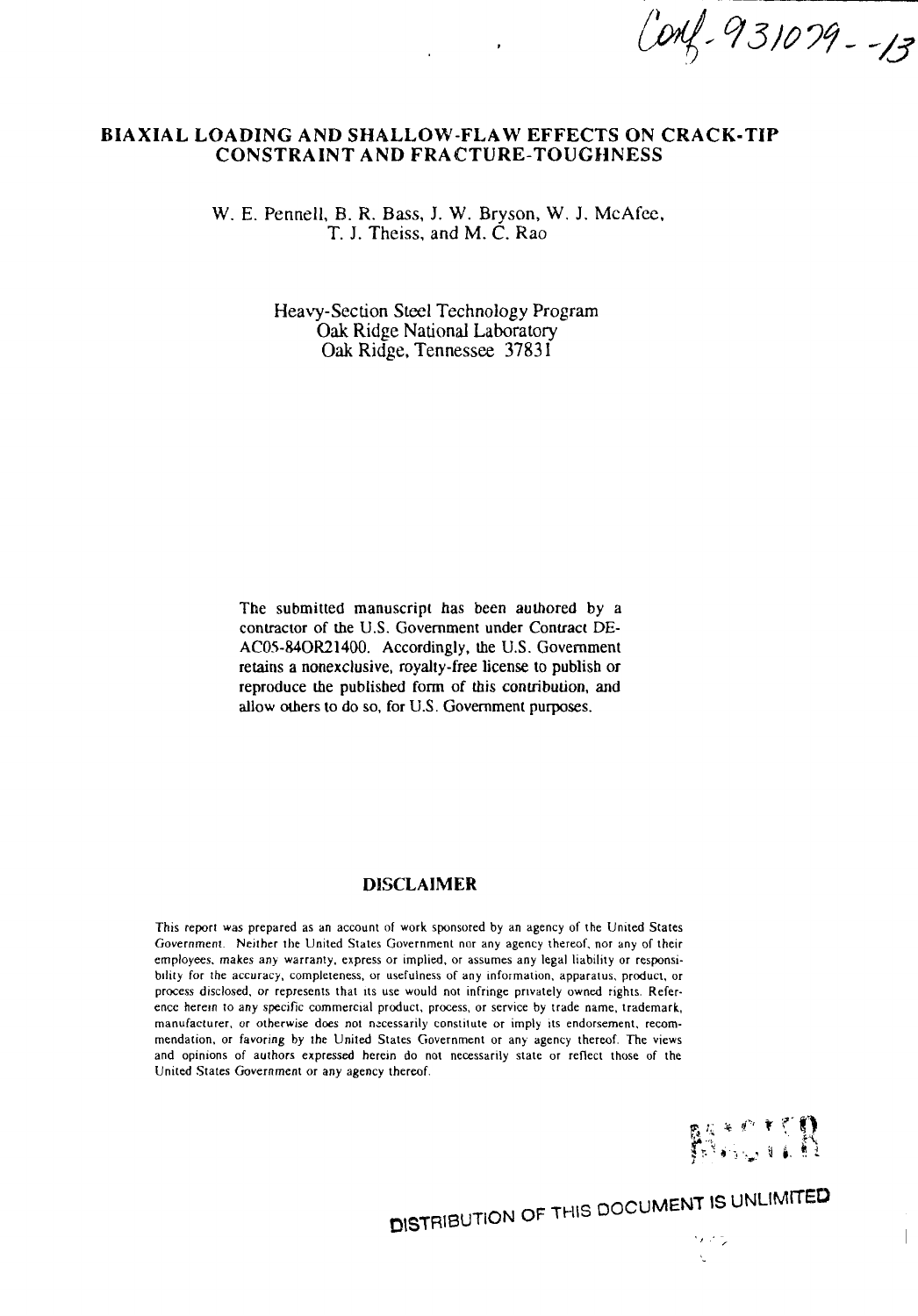Conf-931079--13

# BIAXIAL LOADING AND SHALLOW-FLAW EFFECTS ON CRACK-TIP CONSTRAINT AND FRACTURE-TOUGHNESS

W. E. Pennell, B. R. Bass, J. W. Bryson, W. J. McAfee, T. J. Theiss, and M. C. Rao

Heavy-Section Steel Technology Program
Oak Ridge National Laboratory
Oak Ridge, Tennessee 37831

The submitted manuscript has been authored by a contractor of the U.S. Government under Contract DE-AC05-84OR21400. Accordingly, the U.S. Government retains a nonexclusive, royalty-free license to publish or reproduce the published form of this contribution, and allow others to do so, for U.S. Government purposes.

## DISCLAIMER

This report was prepared as an account of work sponsored by an agency of the United States Government. Neither the United States Government nor any agency thereof, nor any of their employees, makes any warranty, express or implied, or assumes any legal liability or responsibility for the accuracy, completeness, or usefulness of any information, apparatus, product, or process disclosed, or represents that its use would not infringe privately owned rights. Reference herein to any specific commercial product, process, or service by trade name, trademark, manufacturer, or otherwise does not necessarily constitute or imply its endorsement, recommendation, or favoring by the United States Government or any agency thereof. The views and opinions of authors expressed herein do not necessarily state or reflect those of the United States Government or any agency thereof.

MASTER

DISTRIBUTION OF THIS DOCUMENT IS UNLIMITED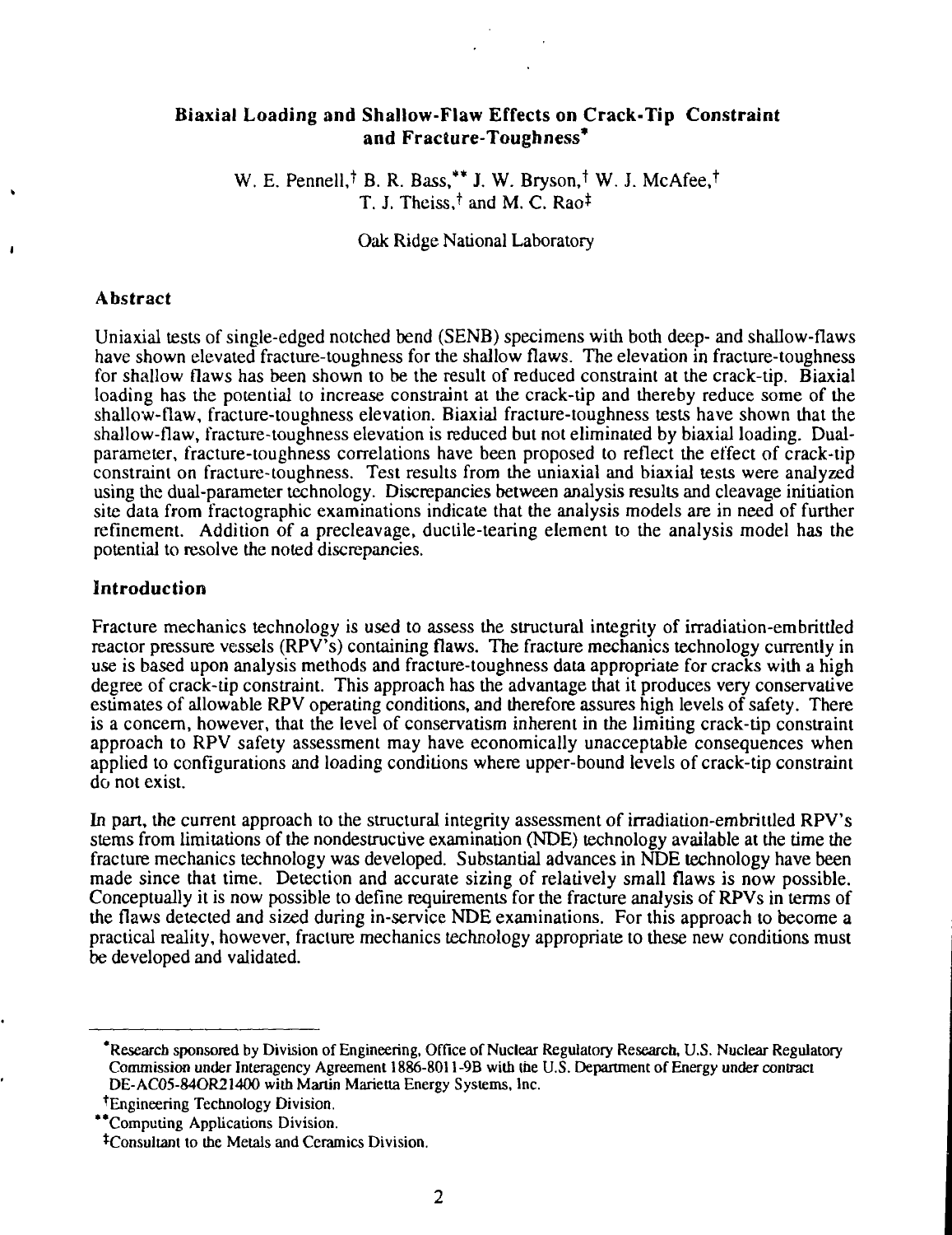# Biaxial Loading and Shallow-Flaw Effects on Crack-Tip Constraint and Fracture-Toughness*

W. E. Pennell,† B. R. Bass,** J. W. Bryson,† W. J. McAfee,† T. J. Theiss,† and M. C. Rao‡

Oak Ridge National Laboratory

## Abstract

Uniaxial tests of single-edged notched bend (SENB) specimens with both deep- and shallow-flaws have shown elevated fracture-toughness for the shallow flaws. The elevation in fracture-toughness for shallow flaws has been shown to be the result of reduced constraint at the crack-tip. Biaxial loading has the potential to increase constraint at the crack-tip and thereby reduce some of the shallow-flaw, fracture-toughness elevation. Biaxial fracture-toughness tests have shown that the shallow-flaw, fracture-toughness elevation is reduced but not eliminated by biaxial loading. Dual-parameter, fracture-toughness correlations have been proposed to reflect the effect of crack-tip constraint on fracture-toughness. Test results from the uniaxial and biaxial tests were analyzed using the dual-parameter technology. Discrepancies between analysis results and cleavage initiation site data from fractographic examinations indicate that the analysis models are in need of further refinement. Addition of a precleavage, ductile-tearing element to the analysis model has the potential to resolve the noted discrepancies.

## Introduction

Fracture mechanics technology is used to assess the structural integrity of irradiation-embrittled reactor pressure vessels (RPV's) containing flaws. The fracture mechanics technology currently in use is based upon analysis methods and fracture-toughness data appropriate for cracks with a high degree of crack-tip constraint. This approach has the advantage that it produces very conservative estimates of allowable RPV operating conditions, and therefore assures high levels of safety. There is a concern, however, that the level of conservatism inherent in the limiting crack-tip constraint approach to RPV safety assessment may have economically unacceptable consequences when applied to configurations and loading conditions where upper-bound levels of crack-tip constraint do not exist.

In part, the current approach to the structural integrity assessment of irradiation-embrittled RPV's stems from limitations of the nondestructive examination (NDE) technology available at the time the fracture mechanics technology was developed. Substantial advances in NDE technology have been made since that time. Detection and accurate sizing of relatively small flaws is now possible. Conceptually it is now possible to define requirements for the fracture analysis of RPVs in terms of the flaws detected and sized during in-service NDE examinations. For this approach to become a practical reality, however, fracture mechanics technology appropriate to these new conditions must be developed and validated.

---

*Research sponsored by Division of Engineering, Office of Nuclear Regulatory Research, U.S. Nuclear Regulatory Commission under Interagency Agreement 1886-8011-9B with the U.S. Department of Energy under contract DE-AC05-84OR21400 with Martin Marietta Energy Systems, Inc.

†Engineering Technology Division.

**Computing Applications Division.

‡Consultant to the Metals and Ceramics Division.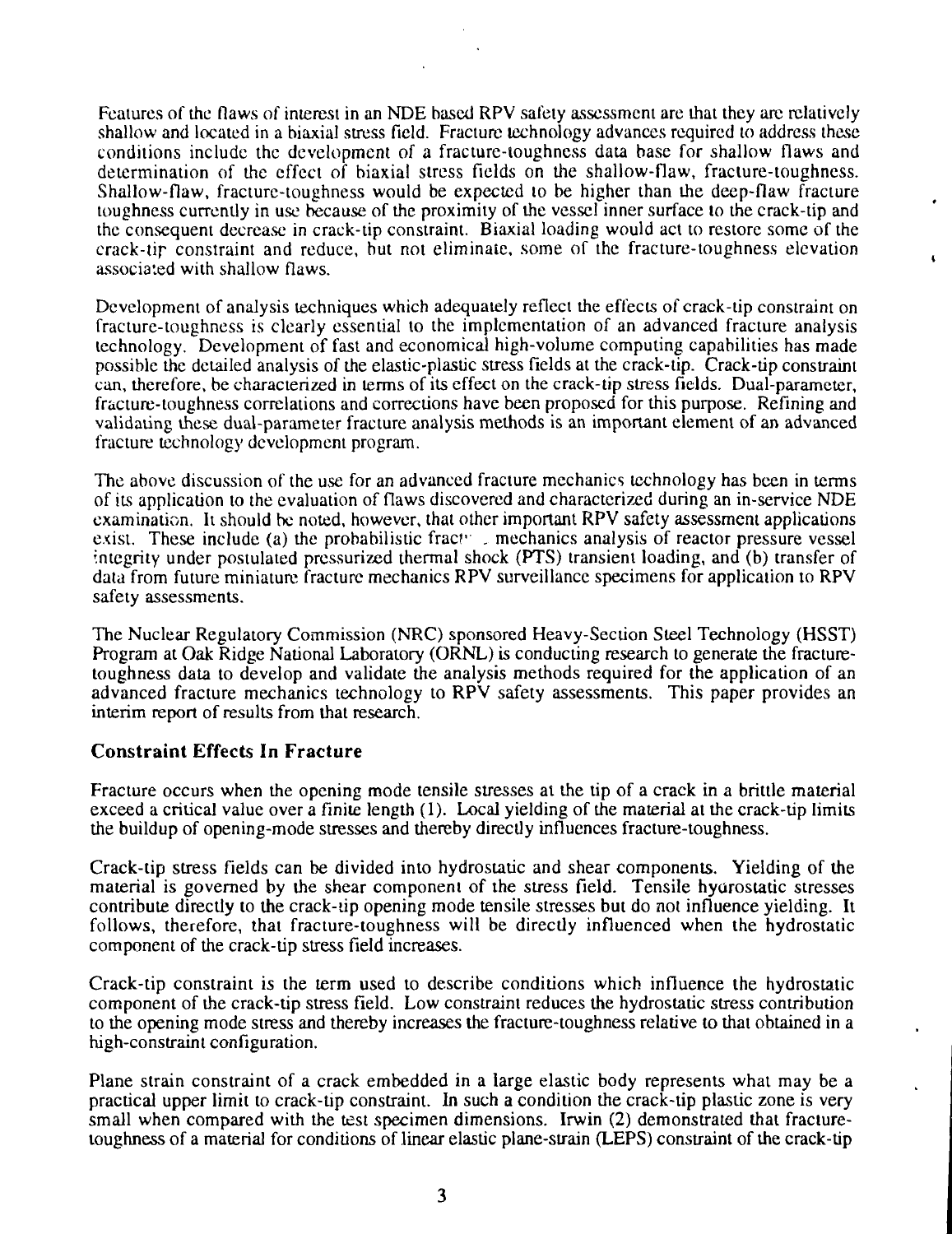Features of the flaws of interest in an NDE based RPV safety assessment are that they are relatively shallow and located in a biaxial stress field. Fracture technology advances required to address these conditions include the development of a fracture-toughness data base for shallow flaws and determination of the effect of biaxial stress fields on the shallow-flaw, fracture-toughness. Shallow-flaw, fracture-toughness would be expected to be higher than the deep-flaw fracture toughness currently in use because of the proximity of the vessel inner surface to the crack-tip and the consequent decrease in crack-tip constraint. Biaxial loading would act to restore some of the crack-tip constraint and reduce, but not eliminate, some of the fracture-toughness elevation associated with shallow flaws.

Development of analysis techniques which adequately reflect the effects of crack-tip constraint on fracture-toughness is clearly essential to the implementation of an advanced fracture analysis technology. Development of fast and economical high-volume computing capabilities has made possible the detailed analysis of the elastic-plastic stress fields at the crack-tip. Crack-tip constraint can, therefore, be characterized in terms of its effect on the crack-tip stress fields. Dual-parameter, fracture-toughness correlations and corrections have been proposed for this purpose. Refining and validating these dual-parameter fracture analysis methods is an important element of an advanced fracture technology development program.

The above discussion of the use for an advanced fracture mechanics technology has been in terms of its application to the evaluation of flaws discovered and characterized during an in-service NDE examination. It should be noted, however, that other important RPV safety assessment applications exist. These include (a) the probabilistic fracture mechanics analysis of reactor pressure vessel integrity under postulated pressurized thermal shock (PTS) transient loading, and (b) transfer of data from future miniature fracture mechanics RPV surveillance specimens for application to RPV safety assessments.

The Nuclear Regulatory Commission (NRC) sponsored Heavy-Section Steel Technology (HSST) Program at Oak Ridge National Laboratory (ORNL) is conducting research to generate the fracture-toughness data to develop and validate the analysis methods required for the application of an advanced fracture mechanics technology to RPV safety assessments. This paper provides an interim report of results from that research.

## Constraint Effects In Fracture

Fracture occurs when the opening mode tensile stresses at the tip of a crack in a brittle material exceed a critical value over a finite length (1). Local yielding of the material at the crack-tip limits the buildup of opening-mode stresses and thereby directly influences fracture-toughness.

Crack-tip stress fields can be divided into hydrostatic and shear components. Yielding of the material is governed by the shear component of the stress field. Tensile hydrostatic stresses contribute directly to the crack-tip opening mode tensile stresses but do not influence yielding. It follows, therefore, that fracture-toughness will be directly influenced when the hydrostatic component of the crack-tip stress field increases.

Crack-tip constraint is the term used to describe conditions which influence the hydrostatic component of the crack-tip stress field. Low constraint reduces the hydrostatic stress contribution to the opening mode stress and thereby increases the fracture-toughness relative to that obtained in a high-constraint configuration.

Plane strain constraint of a crack embedded in a large elastic body represents what may be a practical upper limit to crack-tip constraint. In such a condition the crack-tip plastic zone is very small when compared with the test specimen dimensions. Irwin (2) demonstrated that fracture-toughness of a material for conditions of linear elastic plane-strain (LEPS) constraint of the crack-tip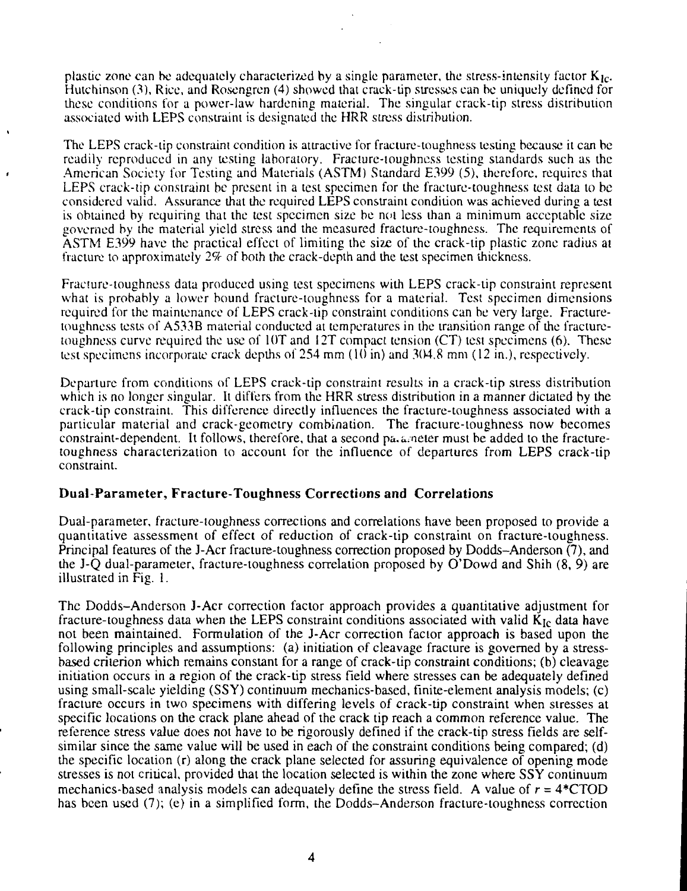plastic zone can be adequately characterized by a single parameter, the stress-intensity factor $K_{Ic}$. Hutchinson (3), Rice, and Rosengren (4) showed that crack-tip stresses can be uniquely defined for these conditions for a power-law hardening material. The singular crack-tip stress distribution associated with LEPS constraint is designated the HRR stress distribution.

The LEPS crack-tip constraint condition is attractive for fracture-toughness testing because it can be readily reproduced in any testing laboratory. Fracture-toughness testing standards such as the American Society for Testing and Materials (ASTM) Standard E399 (5), therefore, requires that LEPS crack-tip constraint be present in a test specimen for the fracture-toughness test data to be considered valid. Assurance that the required LEPS constraint condition was achieved during a test is obtained by requiring that the test specimen size be not less than a minimum acceptable size governed by the material yield stress and the measured fracture-toughness. The requirements of ASTM E399 have the practical effect of limiting the size of the crack-tip plastic zone radius at fracture to approximately 2% of both the crack-depth and the test specimen thickness.

Fracture-toughness data produced using test specimens with LEPS crack-tip constraint represent what is probably a lower bound fracture-toughness for a material. Test specimen dimensions required for the maintenance of LEPS crack-tip constraint conditions can be very large. Fracture-toughness tests of A533B material conducted at temperatures in the transition range of the fracture-toughness curve required the use of 10T and 12T compact tension (CT) test specimens (6). These test specimens incorporate crack depths of 254 mm (10 in) and 304.8 mm (12 in.), respectively.

Departure from conditions of LEPS crack-tip constraint results in a crack-tip stress distribution which is no longer singular. It differs from the HRR stress distribution in a manner dictated by the crack-tip constraint. This difference directly influences the fracture-toughness associated with a particular material and crack-geometry combination. The fracture-toughness now becomes constraint-dependent. It follows, therefore, that a second parameter must be added to the fracture-toughness characterization to account for the influence of departures from LEPS crack-tip constraint.

## Dual-Parameter, Fracture-Toughness Corrections and Correlations

Dual-parameter, fracture-toughness corrections and correlations have been proposed to provide a quantitative assessment of effect of reduction of crack-tip constraint on fracture-toughness. Principal features of the J-Acr fracture-toughness correction proposed by Dodds–Anderson (7), and the J-Q dual-parameter, fracture-toughness correlation proposed by O'Dowd and Shih (8, 9) are illustrated in Fig. 1.

The Dodds–Anderson J-Acr correction factor approach provides a quantitative adjustment for fracture-toughness data when the LEPS constraint conditions associated with valid $K_{Ic}$ data have not been maintained. Formulation of the J-Acr correction factor approach is based upon the following principles and assumptions: (a) initiation of cleavage fracture is governed by a stress-based criterion which remains constant for a range of crack-tip constraint conditions; (b) cleavage initiation occurs in a region of the crack-tip stress field where stresses can be adequately defined using small-scale yielding (SSY) continuum mechanics-based, finite-element analysis models; (c) fracture occurs in two specimens with differing levels of crack-tip constraint when stresses at specific locations on the crack plane ahead of the crack tip reach a common reference value. The reference stress value does not have to be rigorously defined if the crack-tip stress fields are self-similar since the same value will be used in each of the constraint conditions being compared; (d) the specific location (r) along the crack plane selected for assuring equivalence of opening mode stresses is not critical, provided that the location selected is within the zone where SSY continuum mechanics-based analysis models can adequately define the stress field. A value of $r = 4*\text{CTOD}$ has been used (7); (e) in a simplified form, the Dodds–Anderson fracture-toughness correction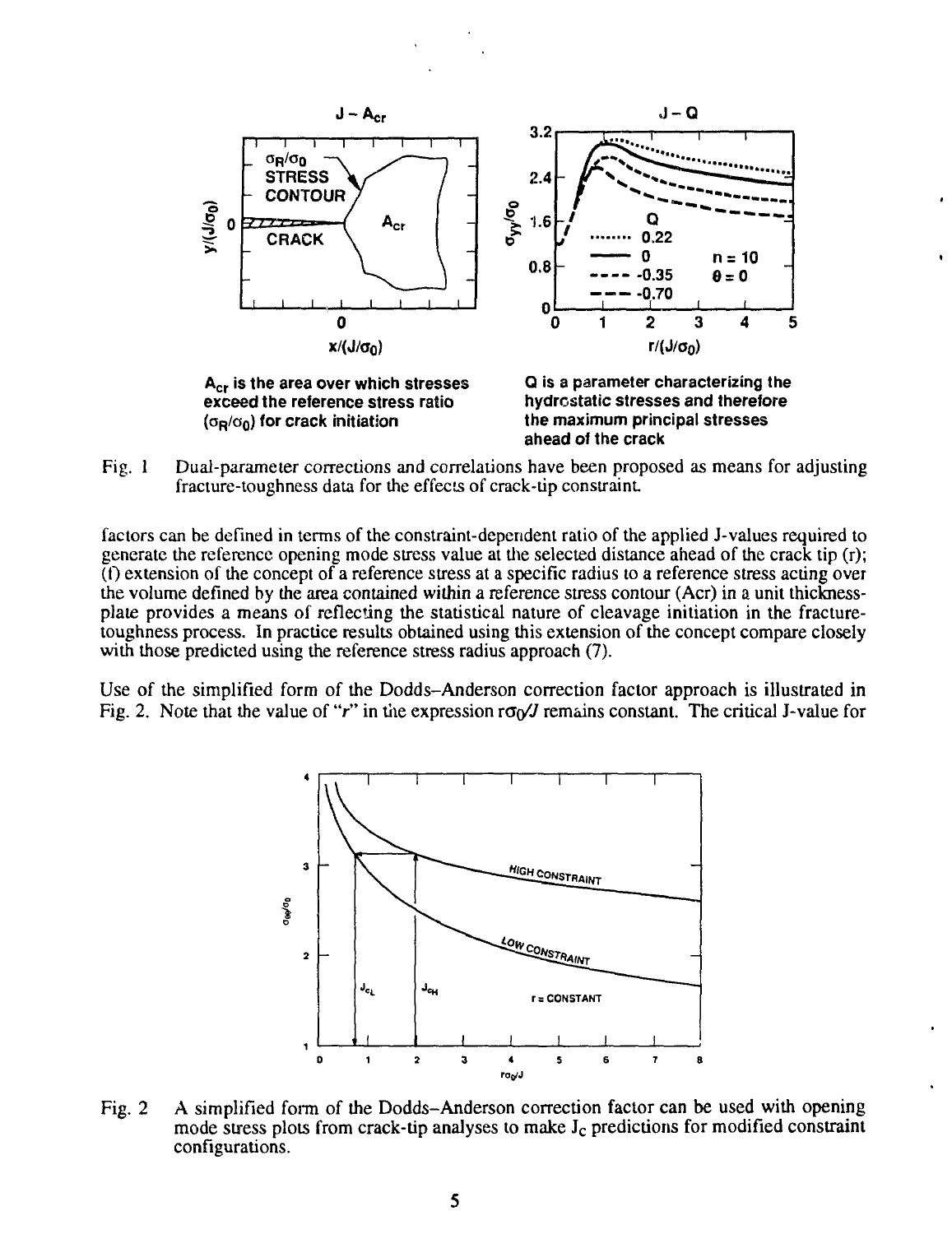Fig. 1 Dual-parameter corrections and correlations have been proposed as means for adjusting fracture-toughness data for the effects of crack-tip constraint.

$A_{cr}$ is the area over which stresses exceed the reference stress ratio $(\sigma_R/\sigma_0)$ for crack initiation

Q is a parameter characterizing the hydrostatic stresses and therefore the maximum principal stresses ahead of the crack

factors can be defined in terms of the constraint-dependent ratio of the applied J-values required to generate the reference opening mode stress value at the selected distance ahead of the crack tip (r); (f) extension of the concept of a reference stress at a specific radius to a reference stress acting over the volume defined by the area contained within a reference stress contour (Acr) in a unit thickness-plate provides a means of reflecting the statistical nature of cleavage initiation in the fracture-toughness process. In practice results obtained using this extension of the concept compare closely with those predicted using the reference stress radius approach (7).

Use of the simplified form of the Dodds–Anderson correction factor approach is illustrated in Fig. 2. Note that the value of "$r$" in the expression $r\sigma_0/J$ remains constant. The critical J-value for

Fig. 2 A simplified form of the Dodds–Anderson correction factor can be used with opening mode stress plots from crack-tip analyses to make $J_c$ predictions for modified constraint configurations.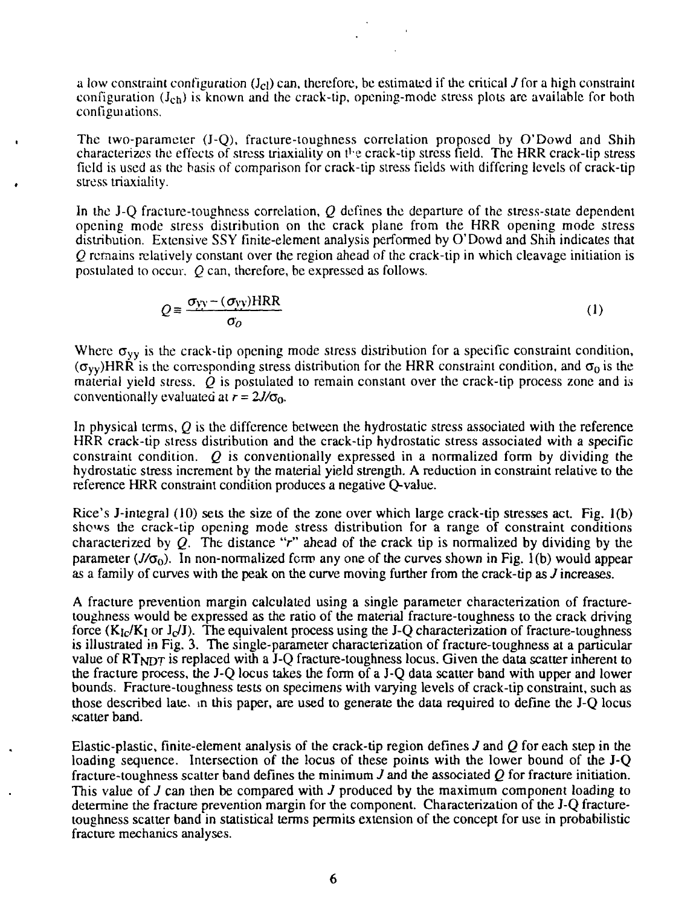a low constraint configuration ($J_{cl}$) can, therefore, be estimated if the critical $J$ for a high constraint configuration ($J_{ch}$) is known and the crack-tip, opening-mode stress plots are available for both configurations.

The two-parameter (J-Q), fracture-toughness correlation proposed by O'Dowd and Shih characterizes the effects of stress triaxiality on the crack-tip stress field. The HRR crack-tip stress field is used as the basis of comparison for crack-tip stress fields with differing levels of crack-tip stress triaxiality.

In the J-Q fracture-toughness correlation, $Q$ defines the departure of the stress-state dependent opening mode stress distribution on the crack plane from the HRR opening mode stress distribution. Extensive SSY finite-element analysis performed by O'Dowd and Shih indicates that $Q$ remains relatively constant over the region ahead of the crack-tip in which cleavage initiation is postulated to occur. $Q$ can, therefore, be expressed as follows.

$$Q \equiv \frac{\sigma_{yy} - (\sigma_{yy})\mathrm{HRR}}{\sigma_o} \tag{1}$$

Where $\sigma_{yy}$ is the crack-tip opening mode stress distribution for a specific constraint condition, $(\sigma_{yy})$HRR is the corresponding stress distribution for the HRR constraint condition, and $\sigma_0$ is the material yield stress. $Q$ is postulated to remain constant over the crack-tip process zone and is conventionally evaluated at $r = 2J/\sigma_0$.

In physical terms, $Q$ is the difference between the hydrostatic stress associated with the reference HRR crack-tip stress distribution and the crack-tip hydrostatic stress associated with a specific constraint condition. $Q$ is conventionally expressed in a normalized form by dividing the hydrostatic stress increment by the material yield strength. A reduction in constraint relative to the reference HRR constraint condition produces a negative Q-value.

Rice's J-integral (10) sets the size of the zone over which large crack-tip stresses act. Fig. 1(b) shows the crack-tip opening mode stress distribution for a range of constraint conditions characterized by $Q$. The distance "$r$" ahead of the crack tip is normalized by dividing by the parameter ($J/\sigma_0$). In non-normalized form any one of the curves shown in Fig. 1(b) would appear as a family of curves with the peak on the curve moving further from the crack-tip as $J$ increases.

A fracture prevention margin calculated using a single parameter characterization of fracture-toughness would be expressed as the ratio of the material fracture-toughness to the crack driving force ($K_{Ic}/K_I$ or $J_c/J$). The equivalent process using the J-Q characterization of fracture-toughness is illustrated in Fig. 3. The single-parameter characterization of fracture-toughness at a particular value of $RT_{NDT}$ is replaced with a J-Q fracture-toughness locus. Given the data scatter inherent to the fracture process, the J-Q locus takes the form of a J-Q data scatter band with upper and lower bounds. Fracture-toughness tests on specimens with varying levels of crack-tip constraint, such as those described later in this paper, are used to generate the data required to define the J-Q locus scatter band.

Elastic-plastic, finite-element analysis of the crack-tip region defines $J$ and $Q$ for each step in the loading sequence. Intersection of the locus of these points with the lower bound of the J-Q fracture-toughness scatter band defines the minimum $J$ and the associated $Q$ for fracture initiation. This value of $J$ can then be compared with $J$ produced by the maximum component loading to determine the fracture prevention margin for the component. Characterization of the J-Q fracture-toughness scatter band in statistical terms permits extension of the concept for use in probabilistic fracture mechanics analyses.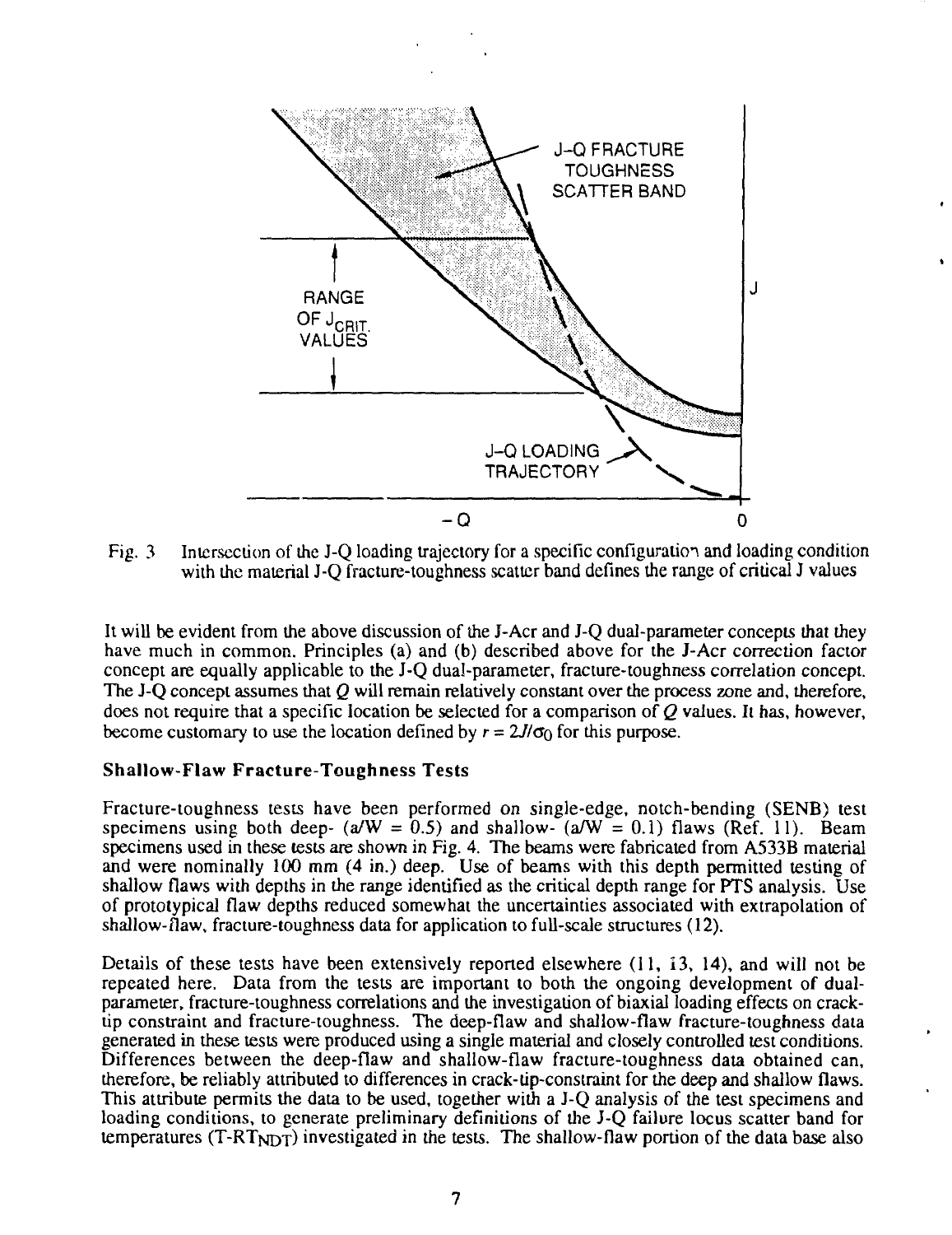Fig. 3 Intersection of the J-Q loading trajectory for a specific configuration and loading condition with the material J-Q fracture-toughness scatter band defines the range of critical J values

It will be evident from the above discussion of the J-Acr and J-Q dual-parameter concepts that they have much in common. Principles (a) and (b) described above for the J-Acr correction factor concept are equally applicable to the J-Q dual-parameter, fracture-toughness correlation concept. The J-Q concept assumes that $Q$ will remain relatively constant over the process zone and, therefore, does not require that a specific location be selected for a comparison of $Q$ values. It has, however, become customary to use the location defined by $r = 2J/\sigma_0$ for this purpose.

### Shallow-Flaw Fracture-Toughness Tests

Fracture-toughness tests have been performed on single-edge, notch-bending (SENB) test specimens using both deep- ($a/W = 0.5$) and shallow- ($a/W = 0.1$) flaws (Ref. 11). Beam specimens used in these tests are shown in Fig. 4. The beams were fabricated from A533B material and were nominally 100 mm (4 in.) deep. Use of beams with this depth permitted testing of shallow flaws with depths in the range identified as the critical depth range for PTS analysis. Use of prototypical flaw depths reduced somewhat the uncertainties associated with extrapolation of shallow-flaw, fracture-toughness data for application to full-scale structures (12).

Details of these tests have been extensively reported elsewhere (11, 13, 14), and will not be repeated here. Data from the tests are important to both the ongoing development of dual-parameter, fracture-toughness correlations and the investigation of biaxial loading effects on crack-tip constraint and fracture-toughness. The deep-flaw and shallow-flaw fracture-toughness data generated in these tests were produced using a single material and closely controlled test conditions. Differences between the deep-flaw and shallow-flaw fracture-toughness data obtained can, therefore, be reliably attributed to differences in crack-tip-constraint for the deep and shallow flaws. This attribute permits the data to be used, together with a J-Q analysis of the test specimens and loading conditions, to generate preliminary definitions of the J-Q failure locus scatter band for temperatures ($T-RT_{NDT}$) investigated in the tests. The shallow-flaw portion of the data base also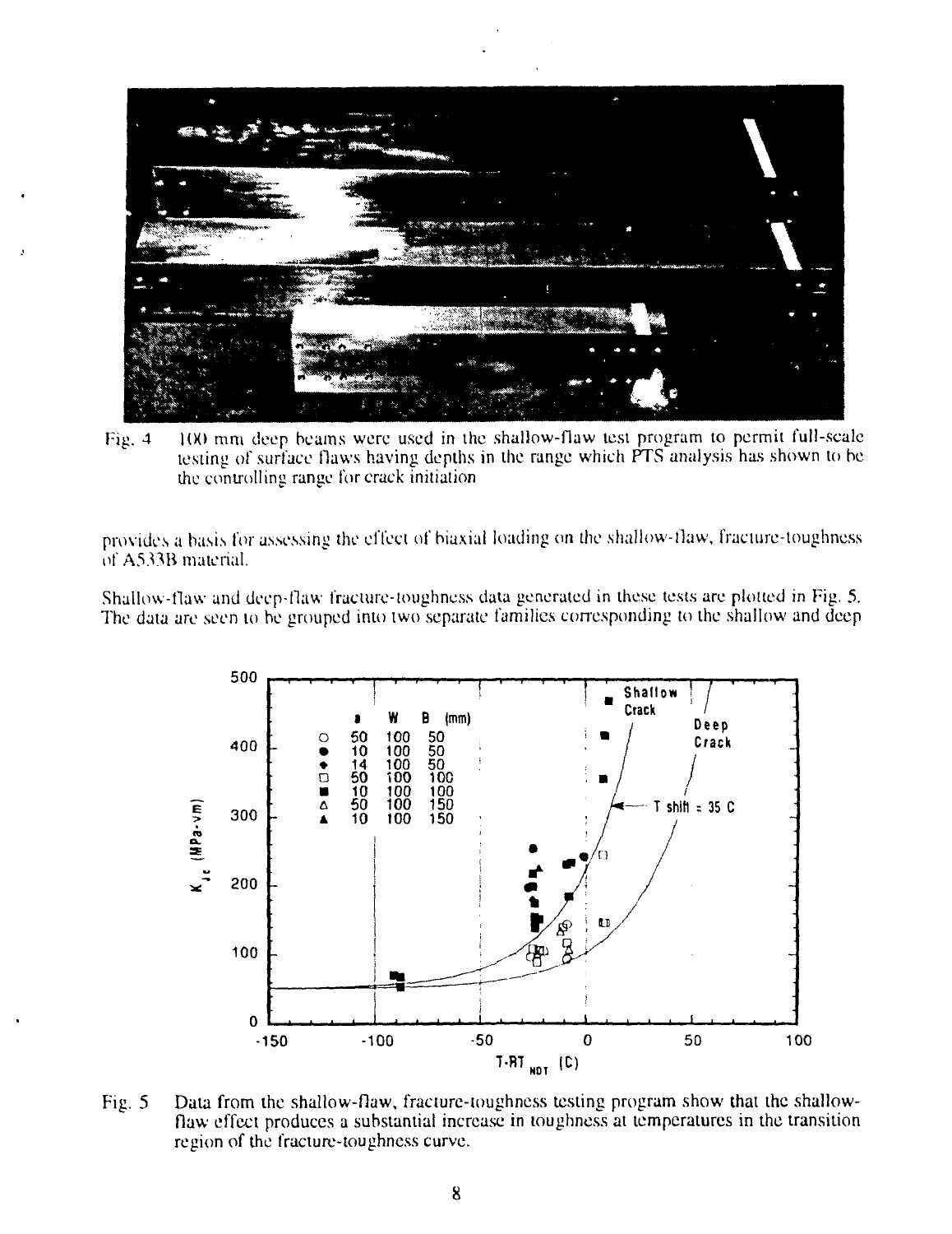Fig. 4 100 mm deep beams were used in the shallow-flaw test program to permit full-scale testing of surface flaws having depths in the range which PTS analysis has shown to be the controlling range for crack initiation

provides a basis for assessing the effect of biaxial loading on the shallow-flaw, fracture-toughness of A533B material.

Shallow-flaw and deep-flaw fracture-toughness data generated in these tests are plotted in Fig. 5. The data are seen to be grouped into two separate families corresponding to the shallow and deep

Fig. 5 Data from the shallow-flaw, fracture-toughness testing program show that the shallow-flaw effect produces a substantial increase in toughness at temperatures in the transition region of the fracture-toughness curve.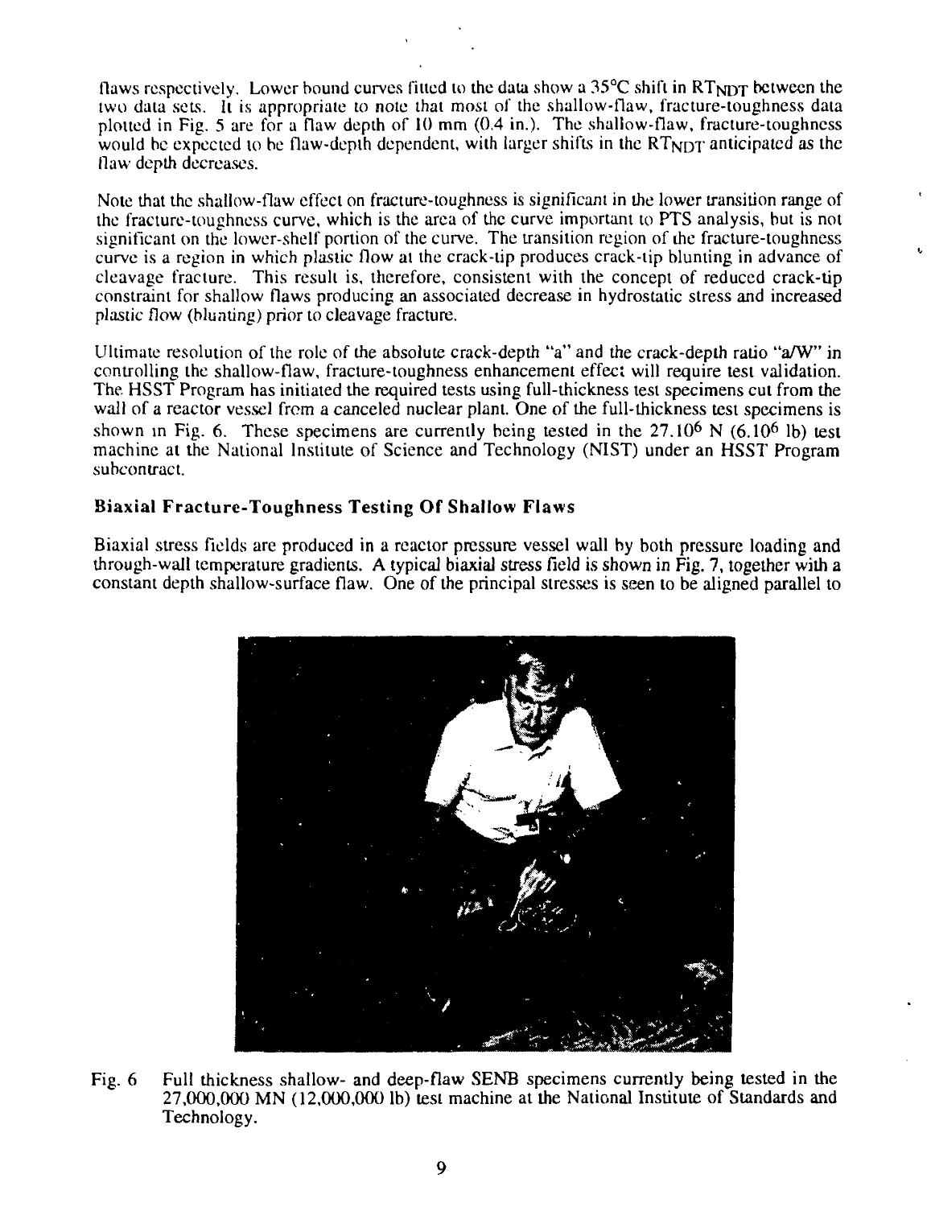flaws respectively. Lower bound curves fitted to the data show a 35°C shift in $RT_{NDT}$ between the two data sets. It is appropriate to note that most of the shallow-flaw, fracture-toughness data plotted in Fig. 5 are for a flaw depth of 10 mm (0.4 in.). The shallow-flaw, fracture-toughness would be expected to be flaw-depth dependent, with larger shifts in the $RT_{NDT}$ anticipated as the flaw depth decreases.

Note that the shallow-flaw effect on fracture-toughness is significant in the lower transition range of the fracture-toughness curve, which is the area of the curve important to PTS analysis, but is not significant on the lower-shelf portion of the curve. The transition region of the fracture-toughness curve is a region in which plastic flow at the crack-tip produces crack-tip blunting in advance of cleavage fracture. This result is, therefore, consistent with the concept of reduced crack-tip constraint for shallow flaws producing an associated decrease in hydrostatic stress and increased plastic flow (blunting) prior to cleavage fracture.

Ultimate resolution of the role of the absolute crack-depth "a" and the crack-depth ratio "a/W" in controlling the shallow-flaw, fracture-toughness enhancement effect will require test validation. The HSST Program has initiated the required tests using full-thickness test specimens cut from the wall of a reactor vessel from a canceled nuclear plant. One of the full-thickness test specimens is shown in Fig. 6. These specimens are currently being tested in the $27.10^6$ N ($6.10^6$ lb) test machine at the National Institute of Science and Technology (NIST) under an HSST Program subcontract.

### Biaxial Fracture-Toughness Testing Of Shallow Flaws

Biaxial stress fields are produced in a reactor pressure vessel wall by both pressure loading and through-wall temperature gradients. A typical biaxial stress field is shown in Fig. 7, together with a constant depth shallow-surface flaw. One of the principal stresses is seen to be aligned parallel to

Fig. 6 Full thickness shallow- and deep-flaw SENB specimens currently being tested in the 27,000,000 MN (12,000,000 lb) test machine at the National Institute of Standards and Technology.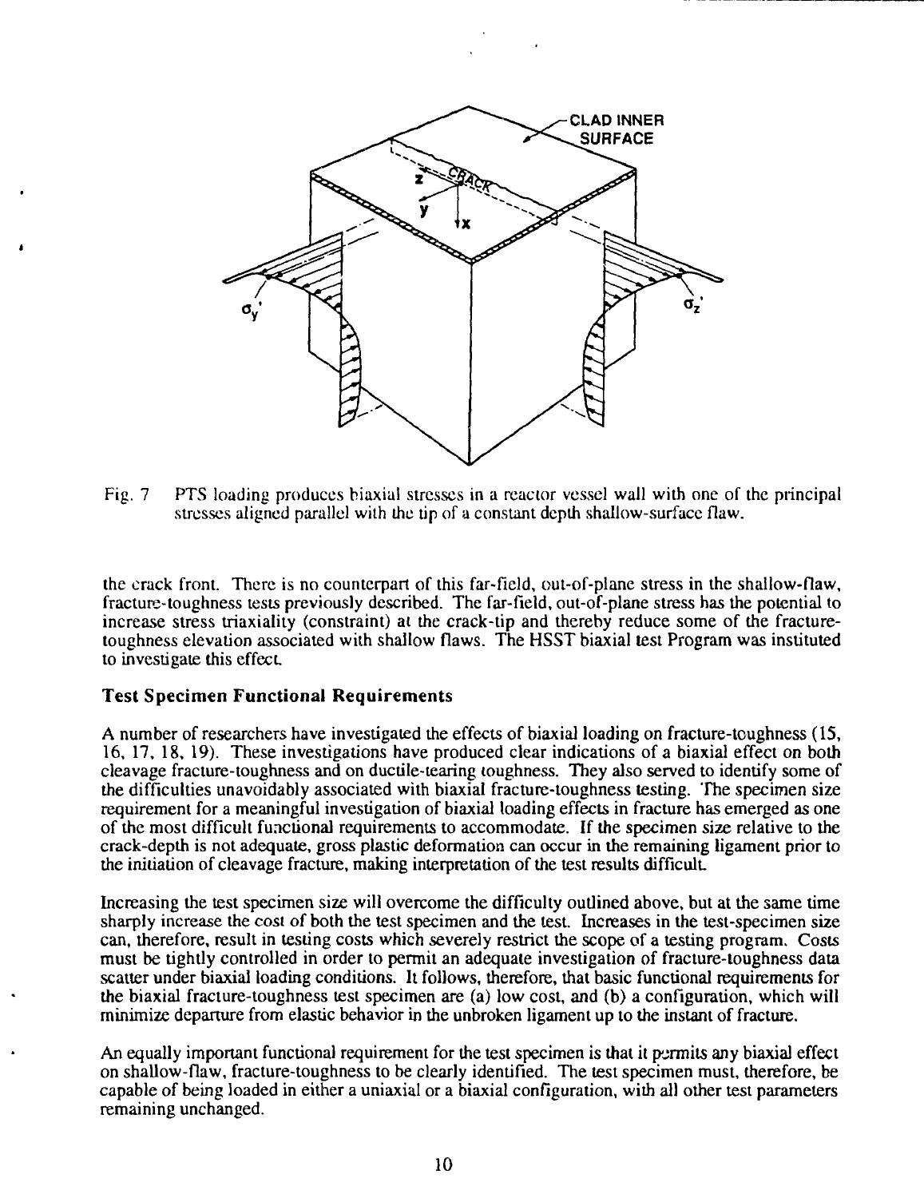Fig. 7 PTS loading produces biaxial stresses in a reactor vessel wall with one of the principal stresses aligned parallel with the tip of a constant depth shallow-surface flaw.

the crack front. There is no counterpart of this far-field, out-of-plane stress in the shallow-flaw, fracture-toughness tests previously described. The far-field, out-of-plane stress has the potential to increase stress triaxiality (constraint) at the crack-tip and thereby reduce some of the fracture-toughness elevation associated with shallow flaws. The HSST biaxial test Program was instituted to investigate this effect.

### Test Specimen Functional Requirements

A number of researchers have investigated the effects of biaxial loading on fracture-toughness (15, 16, 17, 18, 19). These investigations have produced clear indications of a biaxial effect on both cleavage fracture-toughness and on ductile-tearing toughness. They also served to identify some of the difficulties unavoidably associated with biaxial fracture-toughness testing. The specimen size requirement for a meaningful investigation of biaxial loading effects in fracture has emerged as one of the most difficult functional requirements to accommodate. If the specimen size relative to the crack-depth is not adequate, gross plastic deformation can occur in the remaining ligament prior to the initiation of cleavage fracture, making interpretation of the test results difficult.

Increasing the test specimen size will overcome the difficulty outlined above, but at the same time sharply increase the cost of both the test specimen and the test. Increases in the test-specimen size can, therefore, result in testing costs which severely restrict the scope of a testing program. Costs must be tightly controlled in order to permit an adequate investigation of fracture-toughness data scatter under biaxial loading conditions. It follows, therefore, that basic functional requirements for the biaxial fracture-toughness test specimen are (a) low cost, and (b) a configuration, which will minimize departure from elastic behavior in the unbroken ligament up to the instant of fracture.

An equally important functional requirement for the test specimen is that it permits any biaxial effect on shallow-flaw, fracture-toughness to be clearly identified. The test specimen must, therefore, be capable of being loaded in either a uniaxial or a biaxial configuration, with all other test parameters remaining unchanged.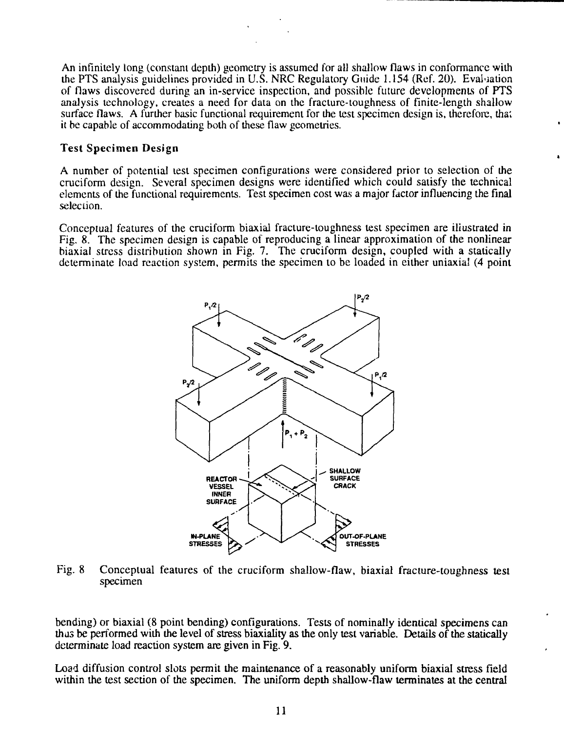An infinitely long (constant depth) geometry is assumed for all shallow flaws in conformance with the PTS analysis guidelines provided in U.S. NRC Regulatory Guide 1.154 (Ref. 20). Evaluation of flaws discovered during an in-service inspection, and possible future developments of PTS analysis technology, creates a need for data on the fracture-toughness of finite-length shallow surface flaws. A further basic functional requirement for the test specimen design is, therefore, that it be capable of accommodating both of these flaw geometries.

### Test Specimen Design

A number of potential test specimen configurations were considered prior to selection of the cruciform design. Several specimen designs were identified which could satisfy the technical elements of the functional requirements. Test specimen cost was a major factor influencing the final selection.

Conceptual features of the cruciform biaxial fracture-toughness test specimen are illustrated in Fig. 8. The specimen design is capable of reproducing a linear approximation of the nonlinear biaxial stress distribution shown in Fig. 7. The cruciform design, coupled with a statically determinate load reaction system, permits the specimen to be loaded in either uniaxial (4 point bending) or biaxial (8 point bending) configurations. Tests of nominally identical specimens can thus be performed with the level of stress biaxiality as the only test variable. Details of the statically determinate load reaction system are given in Fig. 9.

Fig. 8 Conceptual features of the cruciform shallow-flaw, biaxial fracture-toughness test specimen

Load diffusion control slots permit the maintenance of a reasonably uniform biaxial stress field within the test section of the specimen. The uniform depth shallow-flaw terminates at the central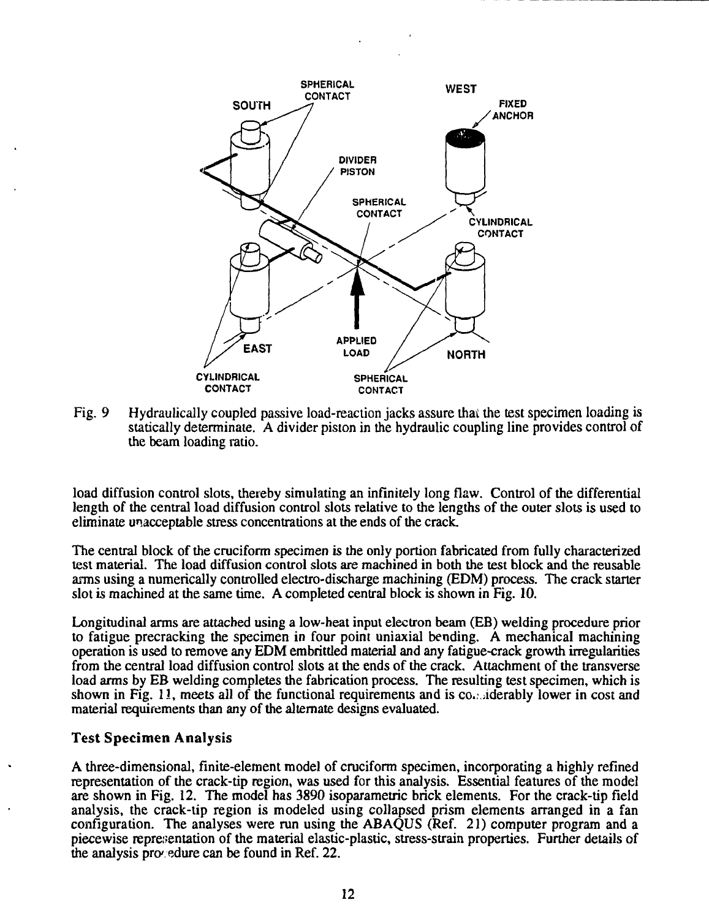Fig. 9 Hydraulically coupled passive load-reaction jacks assure that the test specimen loading is statically determinate. A divider piston in the hydraulic coupling line provides control of the beam loading ratio.

load diffusion control slots, thereby simulating an infinitely long flaw. Control of the differential length of the central load diffusion control slots relative to the lengths of the outer slots is used to eliminate unacceptable stress concentrations at the ends of the crack.

The central block of the cruciform specimen is the only portion fabricated from fully characterized test material. The load diffusion control slots are machined in both the test block and the reusable arms using a numerically controlled electro-discharge machining (EDM) process. The crack starter slot is machined at the same time. A completed central block is shown in Fig. 10.

Longitudinal arms are attached using a low-heat input electron beam (EB) welding procedure prior to fatigue precracking the specimen in four point uniaxial bending. A mechanical machining operation is used to remove any EDM embrittled material and any fatigue-crack growth irregularities from the central load diffusion control slots at the ends of the crack. Attachment of the transverse load arms by EB welding completes the fabrication process. The resulting test specimen, which is shown in Fig. 11, meets all of the functional requirements and is considerably lower in cost and material requirements than any of the alternate designs evaluated.

### Test Specimen Analysis

A three-dimensional, finite-element model of cruciform specimen, incorporating a highly refined representation of the crack-tip region, was used for this analysis. Essential features of the model are shown in Fig. 12. The model has 3890 isoparametric brick elements. For the crack-tip field analysis, the crack-tip region is modeled using collapsed prism elements arranged in a fan configuration. The analyses were run using the ABAQUS (Ref. 21) computer program and a piecewise representation of the material elastic-plastic, stress-strain properties. Further details of the analysis procedure can be found in Ref. 22.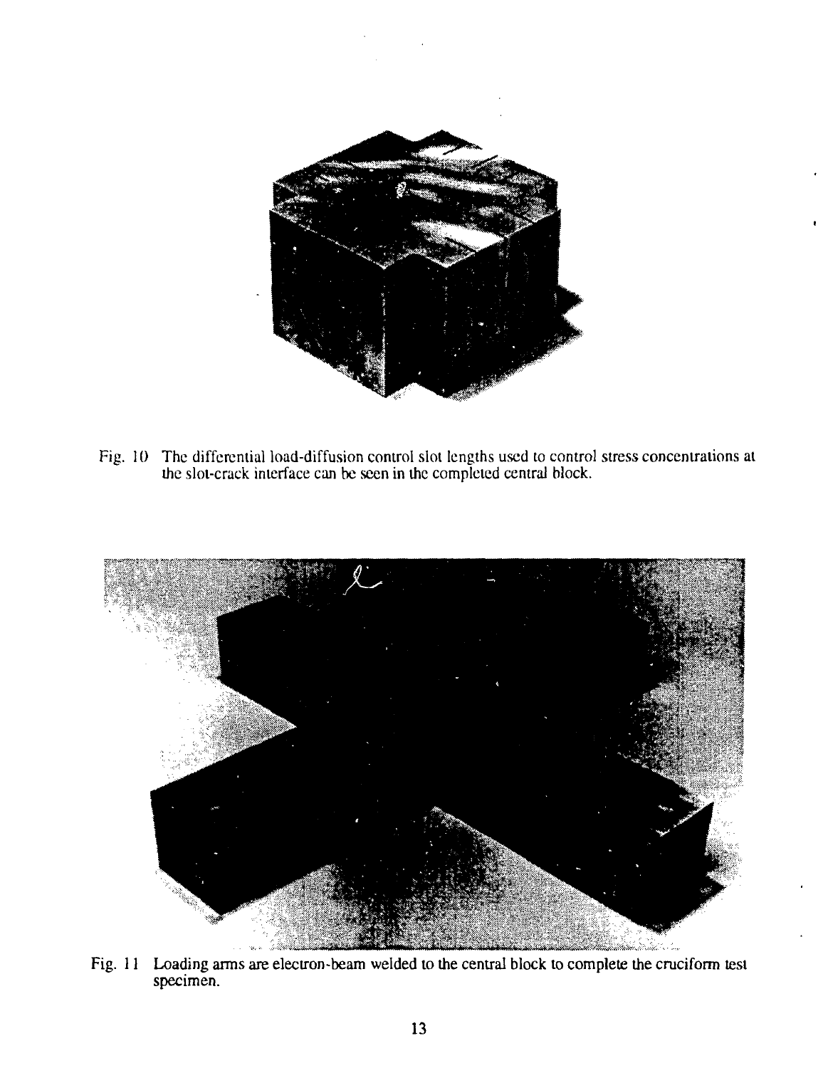Fig. 10 The differential load-diffusion control slot lengths used to control stress concentrations at the slot-crack interface can be seen in the completed central block.

Fig. 11 Loading arms are electron-beam welded to the central block to complete the cruciform test specimen.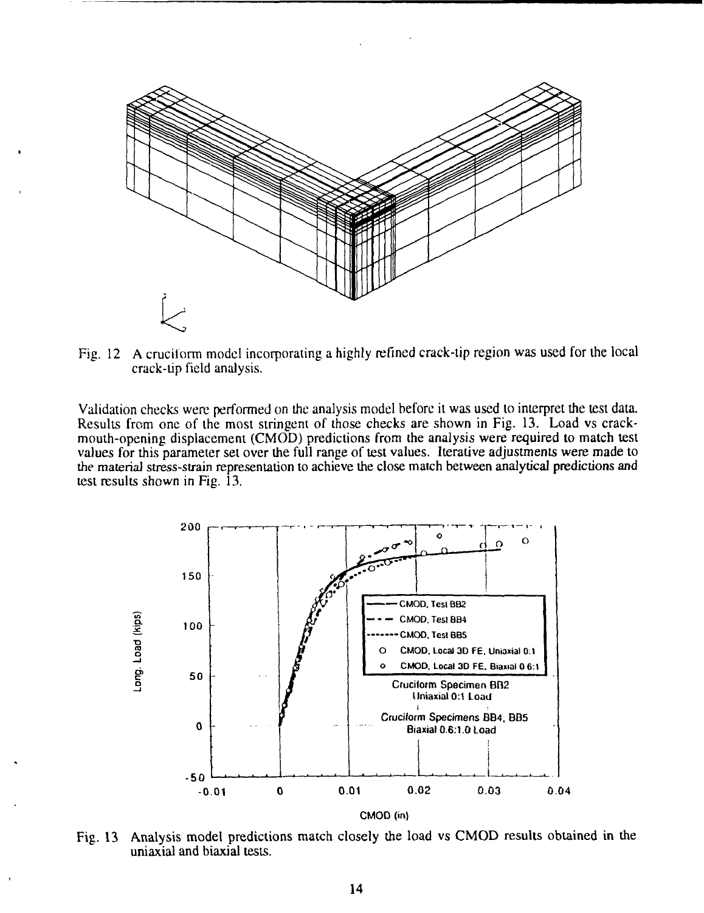Fig. 12 A cruciform model incorporating a highly refined crack-tip region was used for the local crack-tip field analysis.

Validation checks were performed on the analysis model before it was used to interpret the test data. Results from one of the most stringent of those checks are shown in Fig. 13. Load vs crack-mouth-opening displacement (CMOD) predictions from the analysis were required to match test values for this parameter set over the full range of test values. Iterative adjustments were made to the material stress-strain representation to achieve the close match between analytical predictions and test results shown in Fig. 13.

Fig. 13 Analysis model predictions match closely the load vs CMOD results obtained in the uniaxial and biaxial tests.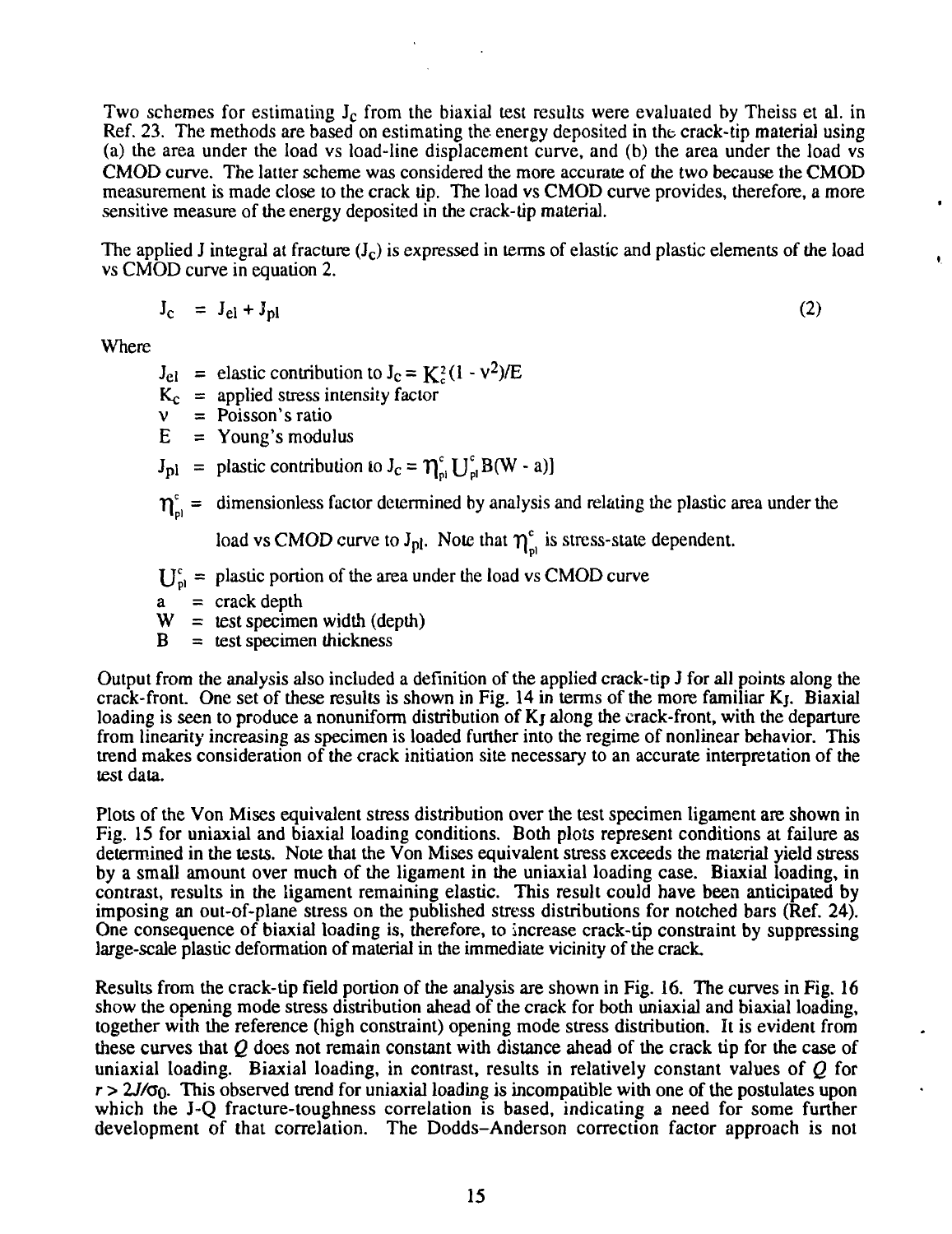Two schemes for estimating $J_c$ from the biaxial test results were evaluated by Theiss et al. in Ref. 23. The methods are based on estimating the energy deposited in the crack-tip material using (a) the area under the load vs load-line displacement curve, and (b) the area under the load vs CMOD curve. The latter scheme was considered the more accurate of the two because the CMOD measurement is made close to the crack tip. The load vs CMOD curve provides, therefore, a more sensitive measure of the energy deposited in the crack-tip material.

The applied J integral at fracture ($J_c$) is expressed in terms of elastic and plastic elements of the load vs CMOD curve in equation 2.

$$J_c = J_{el} + J_{pl} \tag{2}$$

Where

- $J_{el}$ = elastic contribution to $J_c = K_c^2(1 - \nu^2)/E$
- $K_c$ = applied stress intensity factor
- $\nu$ = Poisson's ratio
- $E$ = Young's modulus
- $J_{pl}$ = plastic contribution to $J_c = \eta_{pl}^c U_{pl}^c B(W - a)]$
- $\eta_{pl}^c$ = dimensionless factor determined by analysis and relating the plastic area under the load vs CMOD curve to $J_{pl}$. Note that $\eta_{pl}^c$ is stress-state dependent.
- $U_{pl}^c$ = plastic portion of the area under the load vs CMOD curve
- $a$ = crack depth
- $W$ = test specimen width (depth)
- $B$ = test specimen thickness

Output from the analysis also included a definition of the applied crack-tip J for all points along the crack-front. One set of these results is shown in Fig. 14 in terms of the more familiar $K_J$. Biaxial loading is seen to produce a nonuniform distribution of $K_J$ along the crack-front, with the departure from linearity increasing as specimen is loaded further into the regime of nonlinear behavior. This trend makes consideration of the crack initiation site necessary to an accurate interpretation of the test data.

Plots of the Von Mises equivalent stress distribution over the test specimen ligament are shown in Fig. 15 for uniaxial and biaxial loading conditions. Both plots represent conditions at failure as determined in the tests. Note that the Von Mises equivalent stress exceeds the material yield stress by a small amount over much of the ligament in the uniaxial loading case. Biaxial loading, in contrast, results in the ligament remaining elastic. This result could have been anticipated by imposing an out-of-plane stress on the published stress distributions for notched bars (Ref. 24). One consequence of biaxial loading is, therefore, to increase crack-tip constraint by suppressing large-scale plastic deformation of material in the immediate vicinity of the crack.

Results from the crack-tip field portion of the analysis are shown in Fig. 16. The curves in Fig. 16 show the opening mode stress distribution ahead of the crack for both uniaxial and biaxial loading, together with the reference (high constraint) opening mode stress distribution. It is evident from these curves that $Q$ does not remain constant with distance ahead of the crack tip for the case of uniaxial loading. Biaxial loading, in contrast, results in relatively constant values of $Q$ for $r > 2J/\sigma_0$. This observed trend for uniaxial loading is incompatible with one of the postulates upon which the J-Q fracture-toughness correlation is based, indicating a need for some further development of that correlation. The Dodds–Anderson correction factor approach is not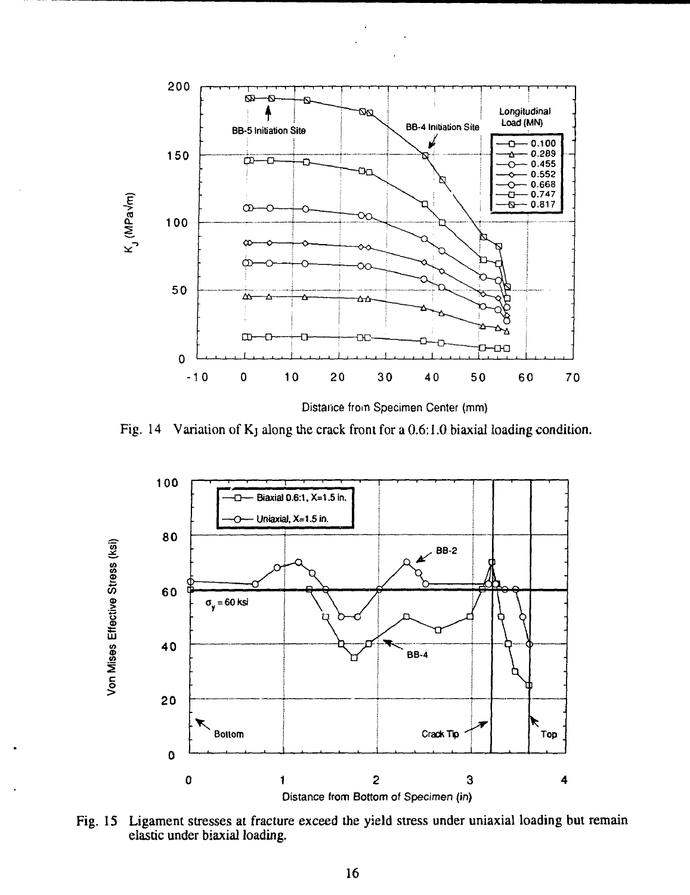Fig. 14 Variation of $K_J$ along the crack front for a 0.6:1.0 biaxial loading condition.

Fig. 15 Ligament stresses at fracture exceed the yield stress under uniaxial loading but remain elastic under biaxial loading.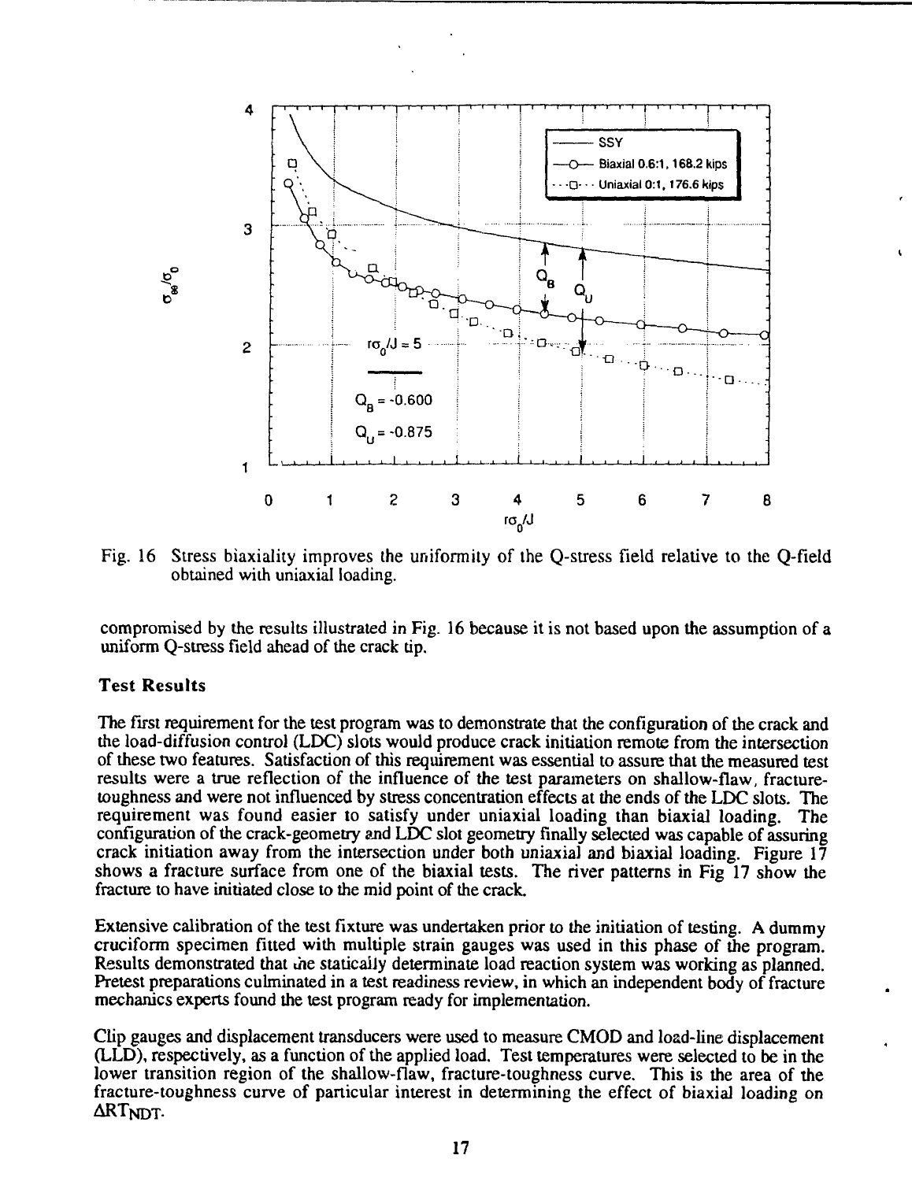Fig. 16 Stress biaxiality improves the uniformity of the Q-stress field relative to the Q-field obtained with uniaxial loading.

compromised by the results illustrated in Fig. 16 because it is not based upon the assumption of a uniform Q-stress field ahead of the crack tip.

### Test Results

The first requirement for the test program was to demonstrate that the configuration of the crack and the load-diffusion control (LDC) slots would produce crack initiation remote from the intersection of these two features. Satisfaction of this requirement was essential to assure that the measured test results were a true reflection of the influence of the test parameters on shallow-flaw, fracture-toughness and were not influenced by stress concentration effects at the ends of the LDC slots. The requirement was found easier to satisfy under uniaxial loading than biaxial loading. The configuration of the crack-geometry and LDC slot geometry finally selected was capable of assuring crack initiation away from the intersection under both uniaxial and biaxial loading. Figure 17 shows a fracture surface from one of the biaxial tests. The river patterns in Fig 17 show the fracture to have initiated close to the mid point of the crack.

Extensive calibration of the test fixture was undertaken prior to the initiation of testing. A dummy cruciform specimen fitted with multiple strain gauges was used in this phase of the program. Results demonstrated that the statically determinate load reaction system was working as planned. Pretest preparations culminated in a test readiness review, in which an independent body of fracture mechanics experts found the test program ready for implementation.

Clip gauges and displacement transducers were used to measure CMOD and load-line displacement (LLD), respectively, as a function of the applied load. Test temperatures were selected to be in the lower transition region of the shallow-flaw, fracture-toughness curve. This is the area of the fracture-toughness curve of particular interest in determining the effect of biaxial loading on $\Delta RT_{NDT}$.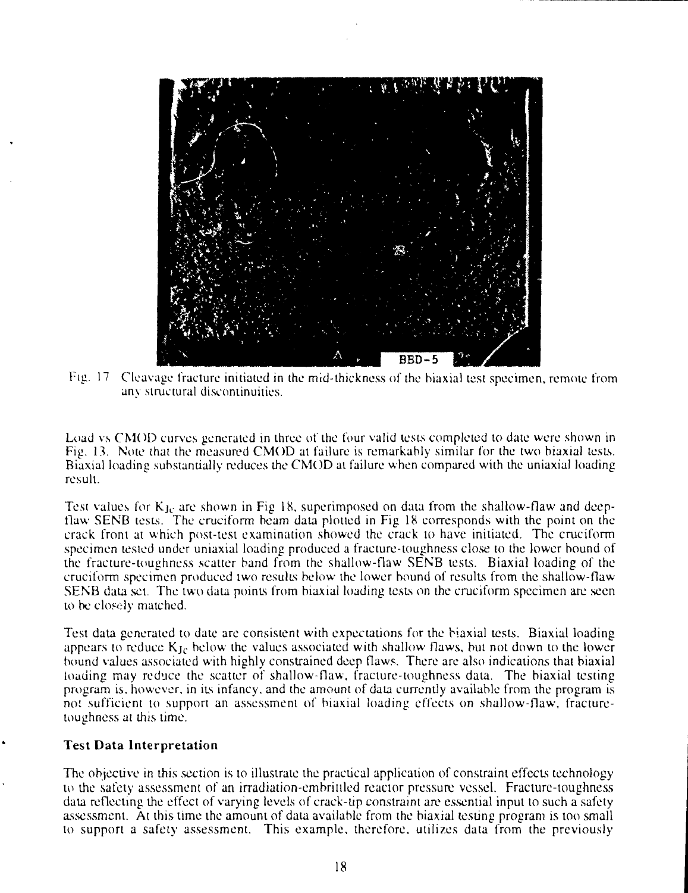Fig. 17 Cleavage fracture initiated in the mid-thickness of the biaxial test specimen, remote from any structural discontinuities.

Load vs CMOD curves generated in three of the four valid tests completed to date were shown in Fig. 13. Note that the measured CMOD at failure is remarkably similar for the two biaxial tests. Biaxial loading substantially reduces the CMOD at failure when compared with the uniaxial loading result.

Test values for $K_{Jc}$ are shown in Fig 18, superimposed on data from the shallow-flaw and deep-flaw SENB tests. The cruciform beam data plotted in Fig 18 corresponds with the point on the crack front at which post-test examination showed the crack to have initiated. The cruciform specimen tested under uniaxial loading produced a fracture-toughness close to the lower bound of the fracture-toughness scatter band from the shallow-flaw SENB tests. Biaxial loading of the cruciform specimen produced two results below the lower bound of results from the shallow-flaw SENB data set. The two data points from biaxial loading tests on the cruciform specimen are seen to be closely matched.

Test data generated to date are consistent with expectations for the biaxial tests. Biaxial loading appears to reduce $K_{Jc}$ below the values associated with shallow flaws, but not down to the lower bound values associated with highly constrained deep flaws. There are also indications that biaxial loading may reduce the scatter of shallow-flaw, fracture-toughness data. The biaxial testing program is, however, in its infancy, and the amount of data currently available from the program is not sufficient to support an assessment of biaxial loading effects on shallow-flaw, fracture-toughness at this time.

## Test Data Interpretation

The objective in this section is to illustrate the practical application of constraint effects technology to the safety assessment of an irradiation-embrittled reactor pressure vessel. Fracture-toughness data reflecting the effect of varying levels of crack-tip constraint are essential input to such a safety assessment. At this time the amount of data available from the biaxial testing program is too small to support a safety assessment. This example, therefore, utilizes data from the previously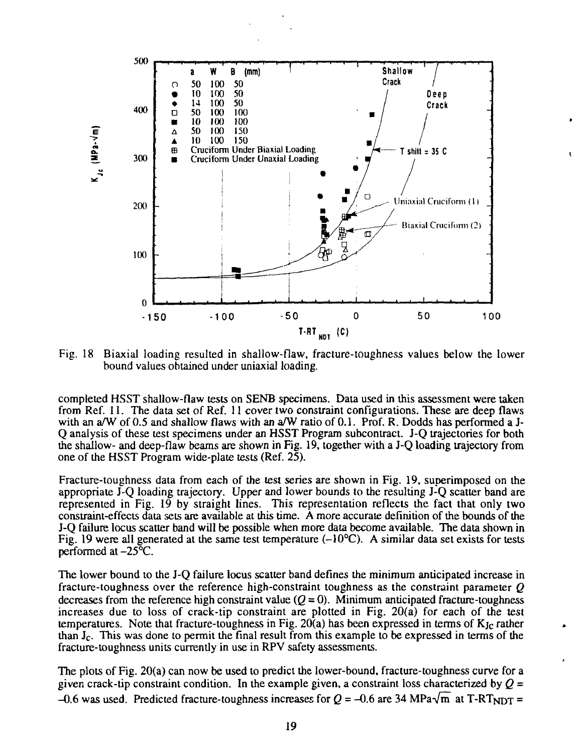Fig. 18 Biaxial loading resulted in shallow-flaw, fracture-toughness values below the lower bound values obtained under uniaxial loading.

completed HSST shallow-flaw tests on SENB specimens. Data used in this assessment were taken from Ref. 11. The data set of Ref. 11 cover two constraint configurations. These are deep flaws with an a/W of 0.5 and shallow flaws with an a/W ratio of 0.1. Prof. R. Dodds has performed a J-Q analysis of these test specimens under an HSST Program subcontract. J-Q trajectories for both the shallow- and deep-flaw beams are shown in Fig. 19, together with a J-Q loading trajectory from one of the HSST Program wide-plate tests (Ref. 25).

Fracture-toughness data from each of the test series are shown in Fig. 19, superimposed on the appropriate J-Q loading trajectory. Upper and lower bounds to the resulting J-Q scatter band are represented in Fig. 19 by straight lines. This representation reflects the fact that only two constraint-effects data sets are available at this time. A more accurate definition of the bounds of the J-Q failure locus scatter band will be possible when more data become available. The data shown in Fig. 19 were all generated at the same test temperature (–10°C). A similar data set exists for tests performed at –25°C.

The lower bound to the J-Q failure locus scatter band defines the minimum anticipated increase in fracture-toughness over the reference high-constraint toughness as the constraint parameter $Q$ decreases from the reference high constraint value ($Q = 0$). Minimum anticipated fracture-toughness increases due to loss of crack-tip constraint are plotted in Fig. 20(a) for each of the test temperatures. Note that fracture-toughness in Fig. 20(a) has been expressed in terms of $K_{Jc}$ rather than $J_c$. This was done to permit the final result from this example to be expressed in terms of the fracture-toughness units currently in use in RPV safety assessments.

The plots of Fig. 20(a) can now be used to predict the lower-bound, fracture-toughness curve for a given crack-tip constraint condition. In the example given, a constraint loss characterized by $Q = -0.6$ was used. Predicted fracture-toughness increases for $Q = -0.6$ are 34 MPa$\sqrt{m}$ at T-$RT_{NDT}$ =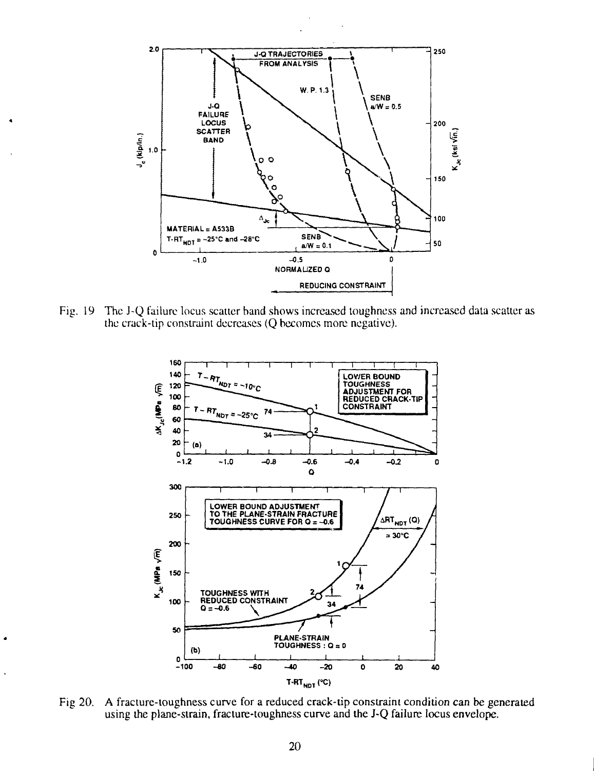Fig. 19 The J-Q failure locus scatter band shows increased toughness and increased data scatter as the crack-tip constraint decreases (Q becomes more negative).

Fig 20. A fracture-toughness curve for a reduced crack-tip constraint condition can be generated using the plane-strain, fracture-toughness curve and the J-Q failure locus envelope.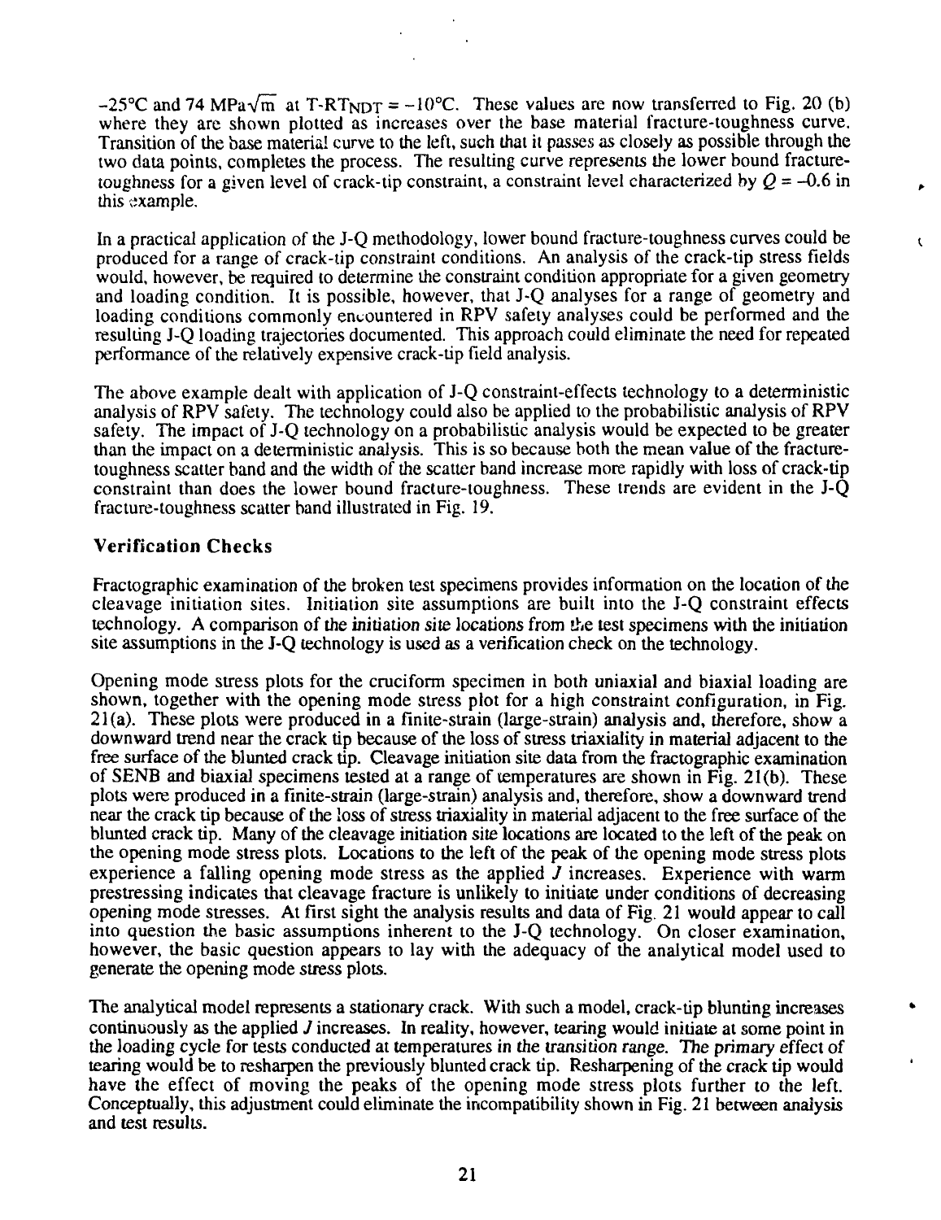−25°C and 74 MPa$\sqrt{m}$ at T-RT$_{NDT}$ = −10°C. These values are now transferred to Fig. 20 (b) where they are shown plotted as increases over the base material fracture-toughness curve. Transition of the base material curve to the left, such that it passes as closely as possible through the two data points, completes the process. The resulting curve represents the lower bound fracture-toughness for a given level of crack-tip constraint, a constraint level characterized by $Q = -0.6$ in this example.

In a practical application of the J-Q methodology, lower bound fracture-toughness curves could be produced for a range of crack-tip constraint conditions. An analysis of the crack-tip stress fields would, however, be required to determine the constraint condition appropriate for a given geometry and loading condition. It is possible, however, that J-Q analyses for a range of geometry and loading conditions commonly encountered in RPV safety analyses could be performed and the resulting J-Q loading trajectories documented. This approach could eliminate the need for repeated performance of the relatively expensive crack-tip field analysis.

The above example dealt with application of J-Q constraint-effects technology to a deterministic analysis of RPV safety. The technology could also be applied to the probabilistic analysis of RPV safety. The impact of J-Q technology on a probabilistic analysis would be expected to be greater than the impact on a deterministic analysis. This is so because both the mean value of the fracture-toughness scatter band and the width of the scatter band increase more rapidly with loss of crack-tip constraint than does the lower bound fracture-toughness. These trends are evident in the J-Q fracture-toughness scatter band illustrated in Fig. 19.

### Verification Checks

Fractographic examination of the broken test specimens provides information on the location of the cleavage initiation sites. Initiation site assumptions are built into the J-Q constraint effects technology. A comparison of the initiation site locations from the test specimens with the initiation site assumptions in the J-Q technology is used as a verification check on the technology.

Opening mode stress plots for the cruciform specimen in both uniaxial and biaxial loading are shown, together with the opening mode stress plot for a high constraint configuration, in Fig. 21(a). These plots were produced in a finite-strain (large-strain) analysis and, therefore, show a downward trend near the crack tip because of the loss of stress triaxiality in material adjacent to the free surface of the blunted crack tip. Cleavage initiation site data from the fractographic examination of SENB and biaxial specimens tested at a range of temperatures are shown in Fig. 21(b). These plots were produced in a finite-strain (large-strain) analysis and, therefore, show a downward trend near the crack tip because of the loss of stress triaxiality in material adjacent to the free surface of the blunted crack tip. Many of the cleavage initiation site locations are located to the left of the peak on the opening mode stress plots. Locations to the left of the peak of the opening mode stress plots experience a falling opening mode stress as the applied $J$ increases. Experience with warm prestressing indicates that cleavage fracture is unlikely to initiate under conditions of decreasing opening mode stresses. At first sight the analysis results and data of Fig. 21 would appear to call into question the basic assumptions inherent to the J-Q technology. On closer examination, however, the basic question appears to lay with the adequacy of the analytical model used to generate the opening mode stress plots.

The analytical model represents a stationary crack. With such a model, crack-tip blunting increases continuously as the applied $J$ increases. In reality, however, tearing would initiate at some point in the loading cycle for tests conducted at temperatures in the transition range. The primary effect of tearing would be to resharpen the previously blunted crack tip. Resharpening of the crack tip would have the effect of moving the peaks of the opening mode stress plots further to the left. Conceptually, this adjustment could eliminate the incompatibility shown in Fig. 21 between analysis and test results.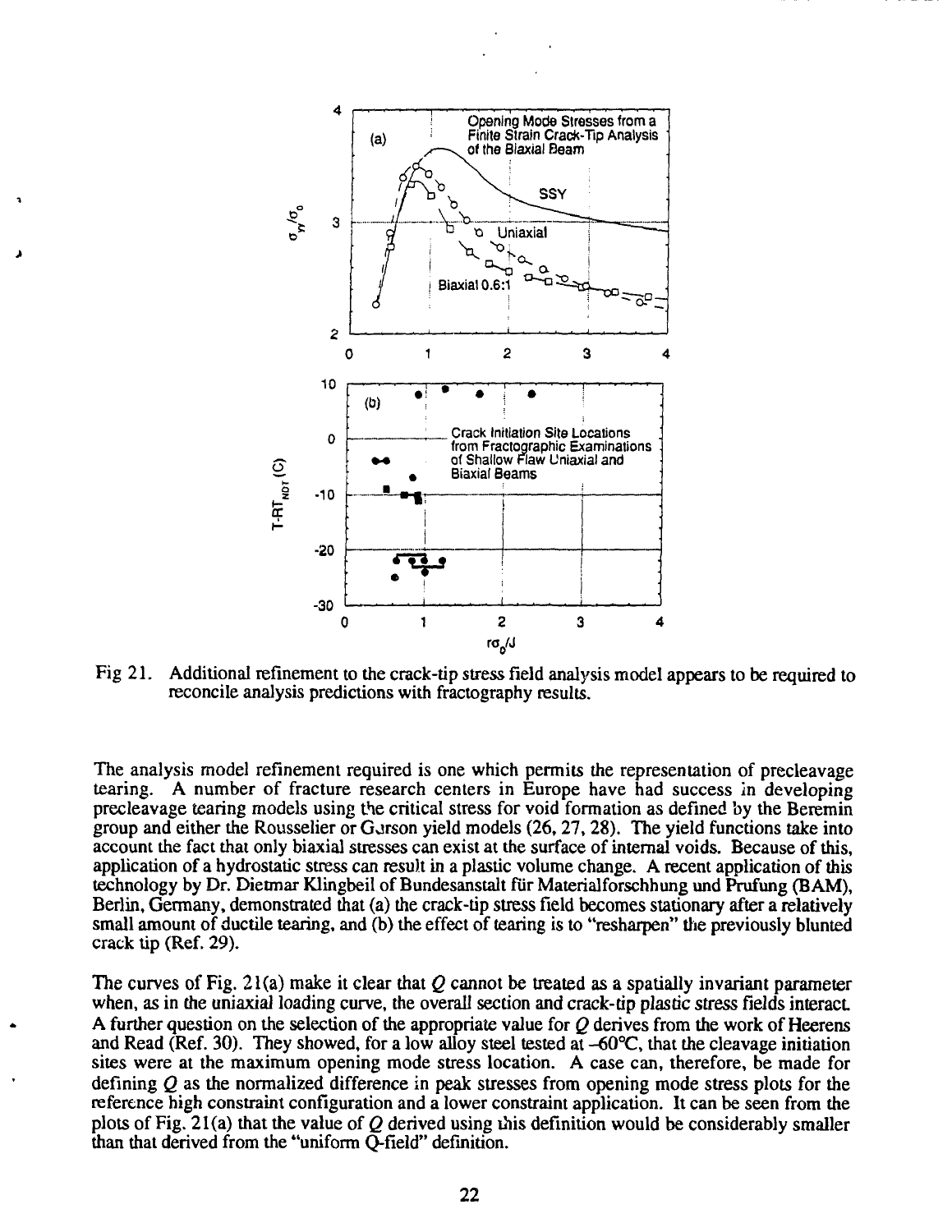Fig 21. Additional refinement to the crack-tip stress field analysis model appears to be required to reconcile analysis predictions with fractography results.

The analysis model refinement required is one which permits the representation of precleavage tearing. A number of fracture research centers in Europe have had success in developing precleavage tearing models using the critical stress for void formation as defined by the Beremin group and either the Rousselier or Gurson yield models (26, 27, 28). The yield functions take into account the fact that only biaxial stresses can exist at the surface of internal voids. Because of this, application of a hydrostatic stress can result in a plastic volume change. A recent application of this technology by Dr. Dietmar Klingbeil of Bundesanstalt für Materialforschhung und Prufung (BAM), Berlin, Germany, demonstrated that (a) the crack-tip stress field becomes stationary after a relatively small amount of ductile tearing, and (b) the effect of tearing is to "resharpen" the previously blunted crack tip (Ref. 29).

The curves of Fig. 21(a) make it clear that $Q$ cannot be treated as a spatially invariant parameter when, as in the uniaxial loading curve, the overall section and crack-tip plastic stress fields interact. A further question on the selection of the appropriate value for $Q$ derives from the work of Heerens and Read (Ref. 30). They showed, for a low alloy steel tested at –60°C, that the cleavage initiation sites were at the maximum opening mode stress location. A case can, therefore, be made for defining $Q$ as the normalized difference in peak stresses from opening mode stress plots for the reference high constraint configuration and a lower constraint application. It can be seen from the plots of Fig. 21(a) that the value of $Q$ derived using this definition would be considerably smaller than that derived from the "uniform Q-field" definition.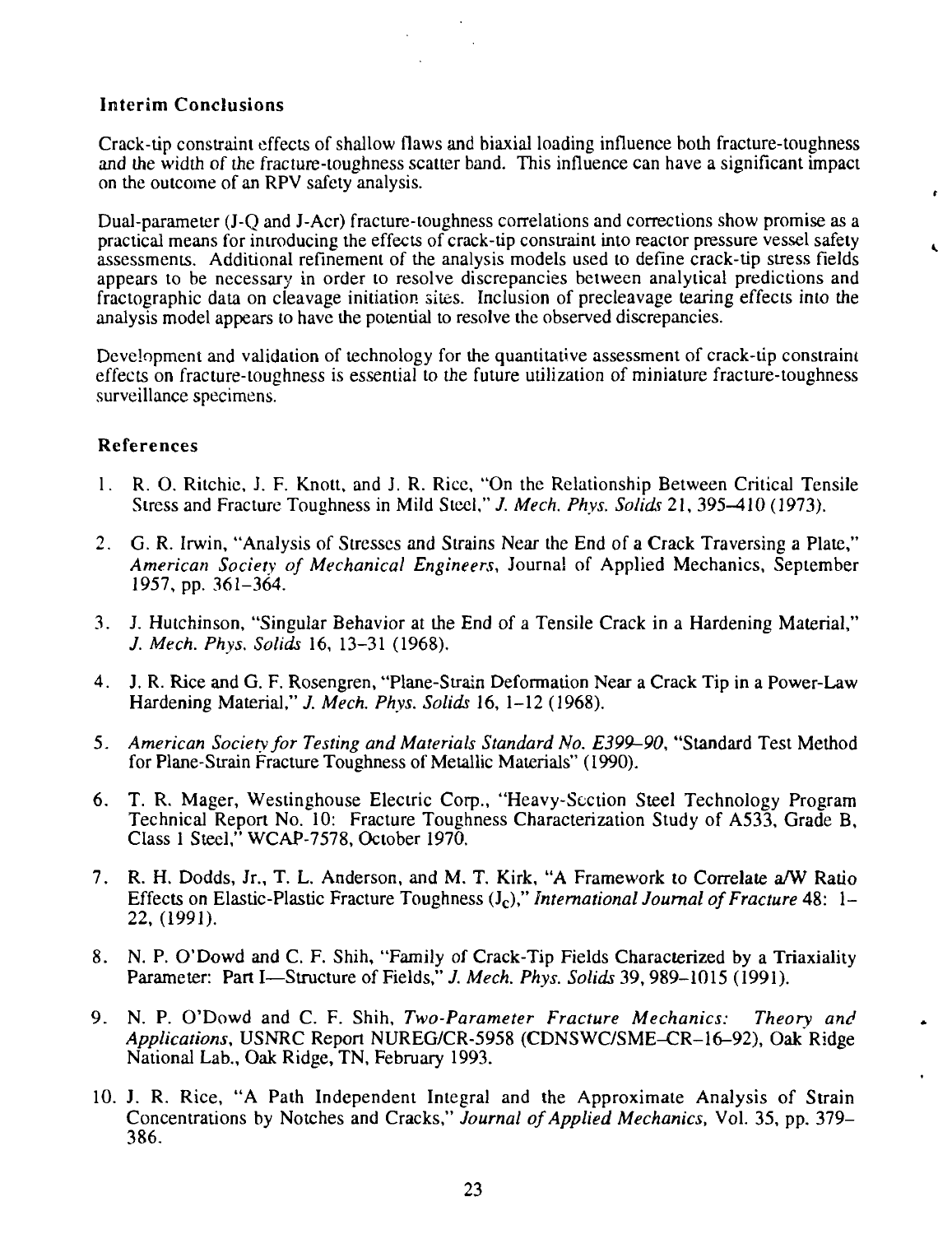### Interim Conclusions

Crack-tip constraint effects of shallow flaws and biaxial loading influence both fracture-toughness and the width of the fracture-toughness scatter band. This influence can have a significant impact on the outcome of an RPV safety analysis.

Dual-parameter (J-Q and J-Acr) fracture-toughness correlations and corrections show promise as a practical means for introducing the effects of crack-tip constraint into reactor pressure vessel safety assessments. Additional refinement of the analysis models used to define crack-tip stress fields appears to be necessary in order to resolve discrepancies between analytical predictions and fractographic data on cleavage initiation sites. Inclusion of precleavage tearing effects into the analysis model appears to have the potential to resolve the observed discrepancies.

Development and validation of technology for the quantitative assessment of crack-tip constraint effects on fracture-toughness is essential to the future utilization of miniature fracture-toughness surveillance specimens.

### References

1. R. O. Ritchie, J. F. Knott, and J. R. Rice, "On the Relationship Between Critical Tensile Stress and Fracture Toughness in Mild Steel," *J. Mech. Phys. Solids* 21, 395–410 (1973).
2. G. R. Irwin, "Analysis of Stresses and Strains Near the End of a Crack Traversing a Plate," *American Society of Mechanical Engineers*, Journal of Applied Mechanics, September 1957, pp. 361–364.
3. J. Hutchinson, "Singular Behavior at the End of a Tensile Crack in a Hardening Material," *J. Mech. Phys. Solids* 16, 13–31 (1968).
4. J. R. Rice and G. F. Rosengren, "Plane-Strain Deformation Near a Crack Tip in a Power-Law Hardening Material," *J. Mech. Phys. Solids* 16, 1–12 (1968).
5. *American Society for Testing and Materials Standard No. E399–90*, "Standard Test Method for Plane-Strain Fracture Toughness of Metallic Materials" (1990).
6. T. R. Mager, Westinghouse Electric Corp., "Heavy-Section Steel Technology Program Technical Report No. 10: Fracture Toughness Characterization Study of A533, Grade B, Class 1 Steel," WCAP-7578, October 1970.
7. R. H. Dodds, Jr., T. L. Anderson, and M. T. Kirk, "A Framework to Correlate a/W Ratio Effects on Elastic-Plastic Fracture Toughness ($J_c$)," *International Journal of Fracture* 48: 1–22, (1991).
8. N. P. O'Dowd and C. F. Shih, "Family of Crack-Tip Fields Characterized by a Triaxiality Parameter: Part I—Structure of Fields," *J. Mech. Phys. Solids* 39, 989–1015 (1991).
9. N. P. O'Dowd and C. F. Shih, *Two-Parameter Fracture Mechanics: Theory and Applications*, USNRC Report NUREG/CR-5958 (CDNSWC/SME–CR–16–92), Oak Ridge National Lab., Oak Ridge, TN, February 1993.
10. J. R. Rice, "A Path Independent Integral and the Approximate Analysis of Strain Concentrations by Notches and Cracks," *Journal of Applied Mechanics*, Vol. 35, pp. 379–386.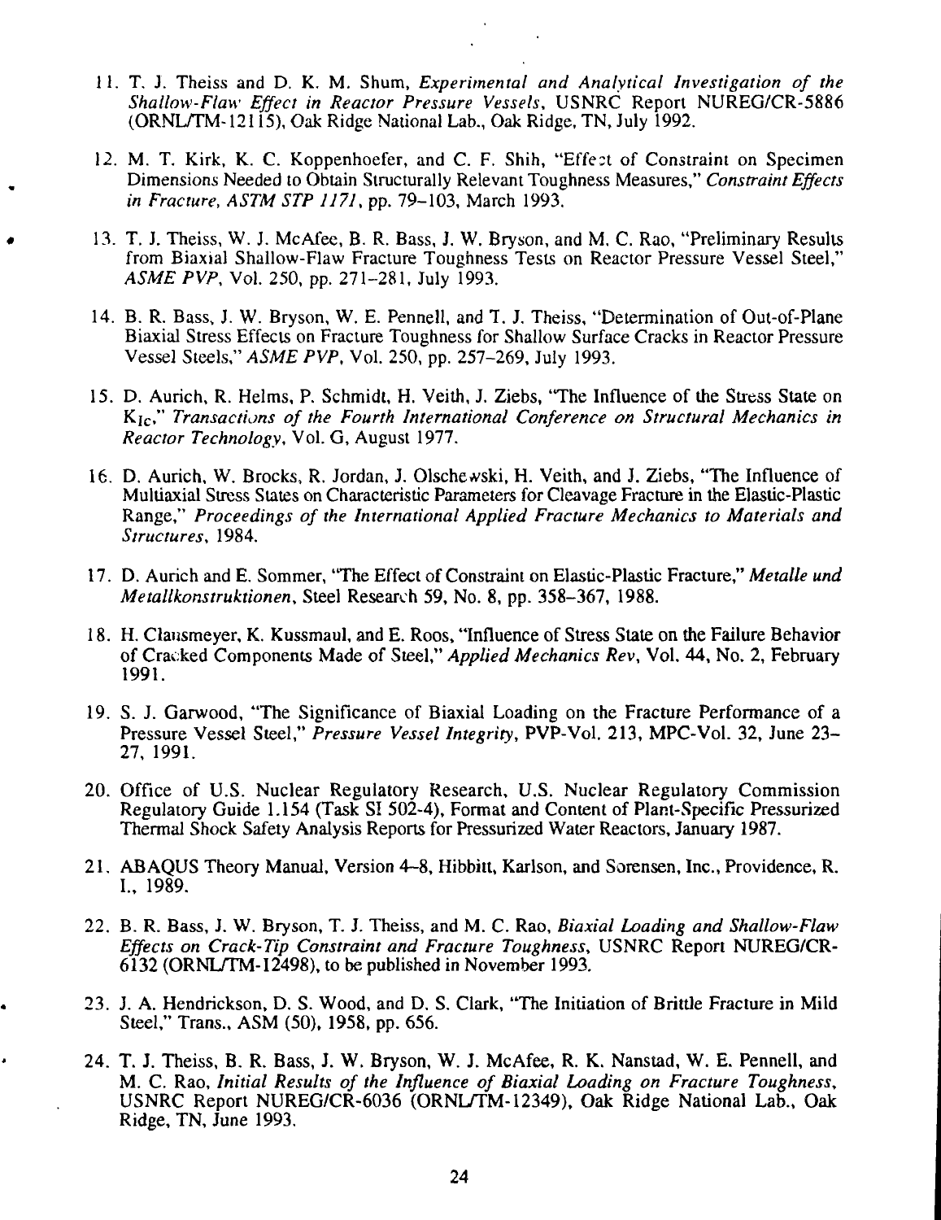11. T. J. Theiss and D. K. M. Shum, *Experimental and Analytical Investigation of the Shallow-Flaw Effect in Reactor Pressure Vessels*, USNRC Report NUREG/CR-5886 (ORNL/TM-12115), Oak Ridge National Lab., Oak Ridge, TN, July 1992.

12. M. T. Kirk, K. C. Koppenhoefer, and C. F. Shih, "Effect of Constraint on Specimen Dimensions Needed to Obtain Structurally Relevant Toughness Measures," *Constraint Effects in Fracture, ASTM STP 1171*, pp. 79–103, March 1993.

13. T. J. Theiss, W. J. McAfee, B. R. Bass, J. W. Bryson, and M. C. Rao, "Preliminary Results from Biaxial Shallow-Flaw Fracture Toughness Tests on Reactor Pressure Vessel Steel," *ASME PVP*, Vol. 250, pp. 271–281, July 1993.

14. B. R. Bass, J. W. Bryson, W. E. Pennell, and T. J. Theiss, "Determination of Out-of-Plane Biaxial Stress Effects on Fracture Toughness for Shallow Surface Cracks in Reactor Pressure Vessel Steels," *ASME PVP*, Vol. 250, pp. 257–269, July 1993.

15. D. Aurich, R. Helms, P. Schmidt, H. Veith, J. Ziebs, "The Influence of the Stress State on $K_{Ic}$," *Transactions of the Fourth International Conference on Structural Mechanics in Reactor Technology*, Vol. G, August 1977.

16. D. Aurich, W. Brocks, R. Jordan, J. Olschewski, H. Veith, and J. Ziebs, "The Influence of Multiaxial Stress States on Characteristic Parameters for Cleavage Fracture in the Elastic-Plastic Range," *Proceedings of the International Applied Fracture Mechanics to Materials and Structures*, 1984.

17. D. Aurich and E. Sommer, "The Effect of Constraint on Elastic-Plastic Fracture," *Metalle und Metallkonstruktionen*, Steel Research 59, No. 8, pp. 358–367, 1988.

18. H. Clausmeyer, K. Kussmaul, and E. Roos, "Influence of Stress State on the Failure Behavior of Cracked Components Made of Steel," *Applied Mechanics Rev*, Vol. 44, No. 2, February 1991.

19. S. J. Garwood, "The Significance of Biaxial Loading on the Fracture Performance of a Pressure Vessel Steel," *Pressure Vessel Integrity*, PVP-Vol. 213, MPC-Vol. 32, June 23–27, 1991.

20. Office of U.S. Nuclear Regulatory Research, U.S. Nuclear Regulatory Commission Regulatory Guide 1.154 (Task SI 502-4), Format and Content of Plant-Specific Pressurized Thermal Shock Safety Analysis Reports for Pressurized Water Reactors, January 1987.

21. ABAQUS Theory Manual, Version 4–8, Hibbitt, Karlson, and Sorensen, Inc., Providence, R. I., 1989.

22. B. R. Bass, J. W. Bryson, T. J. Theiss, and M. C. Rao, *Biaxial Loading and Shallow-Flaw Effects on Crack-Tip Constraint and Fracture Toughness*, USNRC Report NUREG/CR-6132 (ORNL/TM-12498), to be published in November 1993.

23. J. A. Hendrickson, D. S. Wood, and D. S. Clark, "The Initiation of Brittle Fracture in Mild Steel," Trans., ASM (50), 1958, pp. 656.

24. T. J. Theiss, B. R. Bass, J. W. Bryson, W. J. McAfee, R. K. Nanstad, W. E. Pennell, and M. C. Rao, *Initial Results of the Influence of Biaxial Loading on Fracture Toughness*, USNRC Report NUREG/CR-6036 (ORNL/TM-12349), Oak Ridge National Lab., Oak Ridge, TN, June 1993.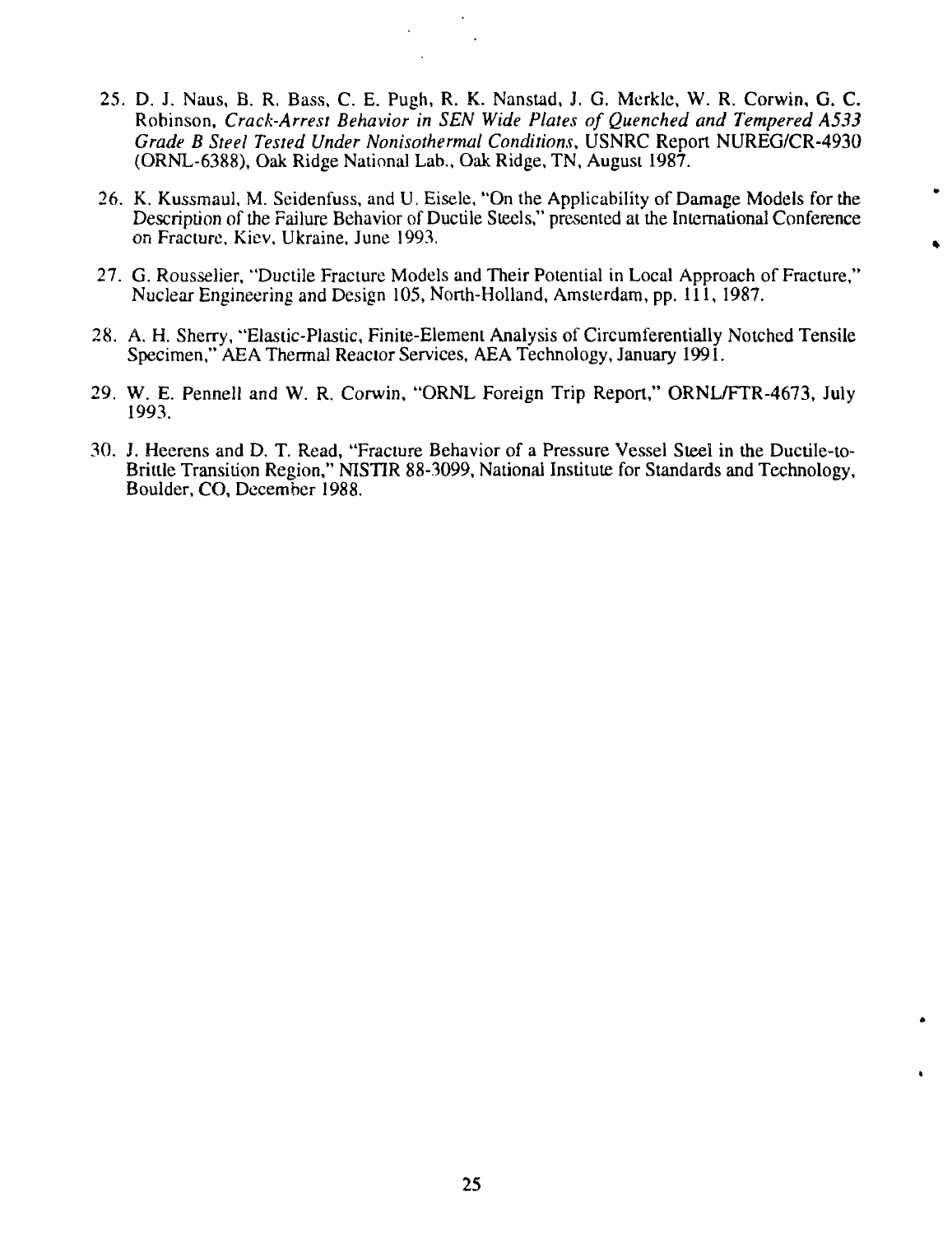25. D. J. Naus, B. R. Bass, C. E. Pugh, R. K. Nanstad, J. G. Merkle, W. R. Corwin, G. C. Robinson, *Crack-Arrest Behavior in SEN Wide Plates of Quenched and Tempered A533 Grade B Steel Tested Under Nonisothermal Conditions*, USNRC Report NUREG/CR-4930 (ORNL-6388), Oak Ridge National Lab., Oak Ridge, TN, August 1987.

26. K. Kussmaul, M. Seidenfuss, and U. Eisele, "On the Applicability of Damage Models for the Description of the Failure Behavior of Ductile Steels," presented at the International Conference on Fracture, Kiev, Ukraine, June 1993.

27. G. Rousselier, "Ductile Fracture Models and Their Potential in Local Approach of Fracture," Nuclear Engineering and Design 105, North-Holland, Amsterdam, pp. 111, 1987.

28. A. H. Sherry, "Elastic-Plastic, Finite-Element Analysis of Circumferentially Notched Tensile Specimen," AEA Thermal Reactor Services, AEA Technology, January 1991.

29. W. E. Pennell and W. R. Corwin, "ORNL Foreign Trip Report," ORNL/FTR-4673, July 1993.

30. J. Heerens and D. T. Read, "Fracture Behavior of a Pressure Vessel Steel in the Ductile-to-Brittle Transition Region," NISTIR 88-3099, National Institute for Standards and Technology, Boulder, CO, December 1988.